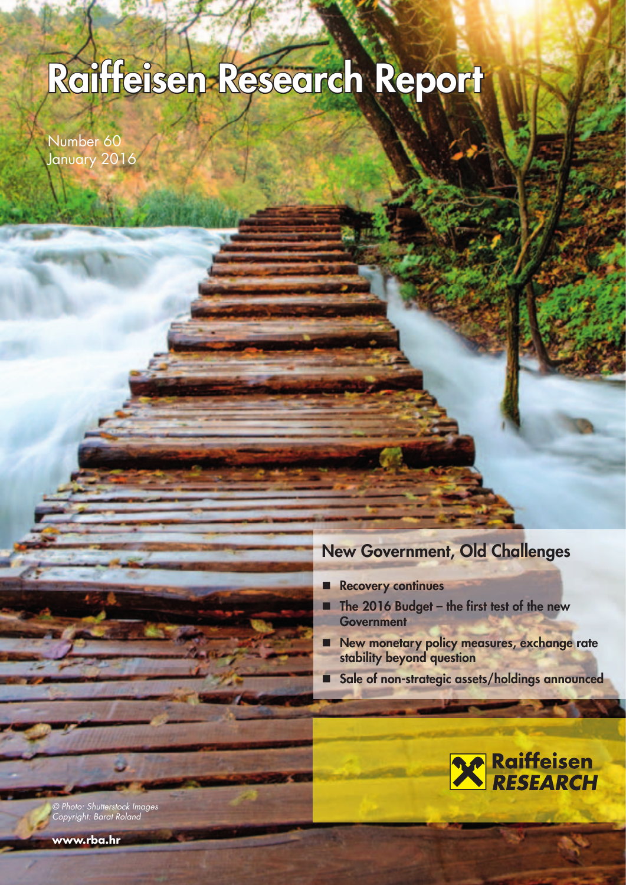# Raiffeisen Research Report

Number 60
January 2016

## New Government, Old Challenges

- Recovery continues
- The 2016 Budget – the first test of the new Government
- New monetary policy measures, exchange rate stability beyond question
- Sale of non-strategic assets/holdings announced

Raiffeisen RESEARCH

*© Photo: Shutterstock Images*
*Copyright: Barat Roland*

**www.rba.hr**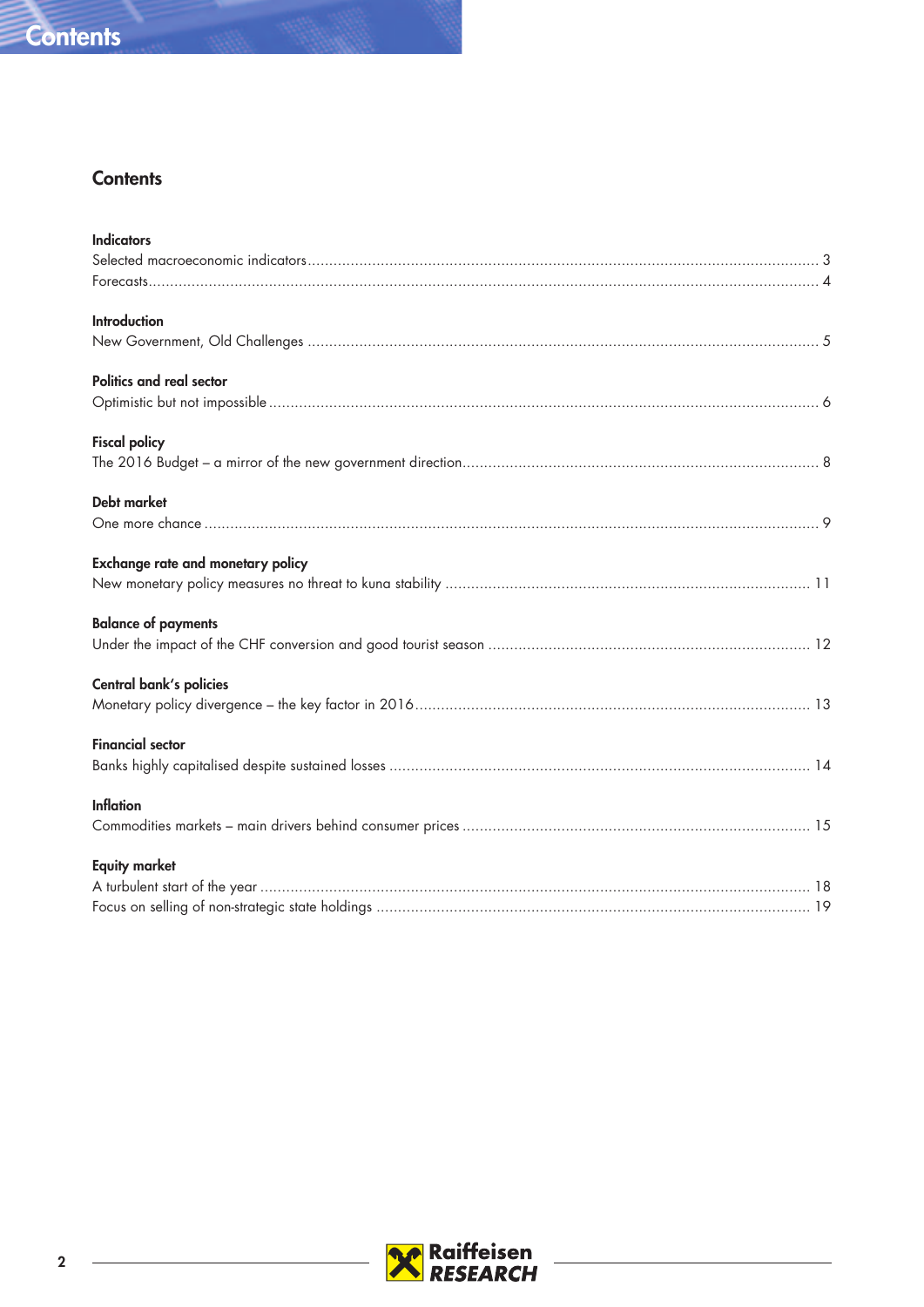# Contents

**Indicators**

Selected macroeconomic indicators ........ 3
Forecasts ........ 4

**Introduction**

New Government, Old Challenges ........ 5

**Politics and real sector**

Optimistic but not impossible ........ 6

**Fiscal policy**

The 2016 Budget – a mirror of the new government direction ........ 8

**Debt market**

One more chance ........ 9

**Exchange rate and monetary policy**

New monetary policy measures no threat to kuna stability ........ 11

**Balance of payments**

Under the impact of the CHF conversion and good tourist season ........ 12

**Central bank's policies**

Monetary policy divergence – the key factor in 2016 ........ 13

**Financial sector**

Banks highly capitalised despite sustained losses ........ 14

**Inflation**

Commodities markets – main drivers behind consumer prices ........ 15

**Equity market**

A turbulent start of the year ........ 18
Focus on selling of non-strategic state holdings ........ 19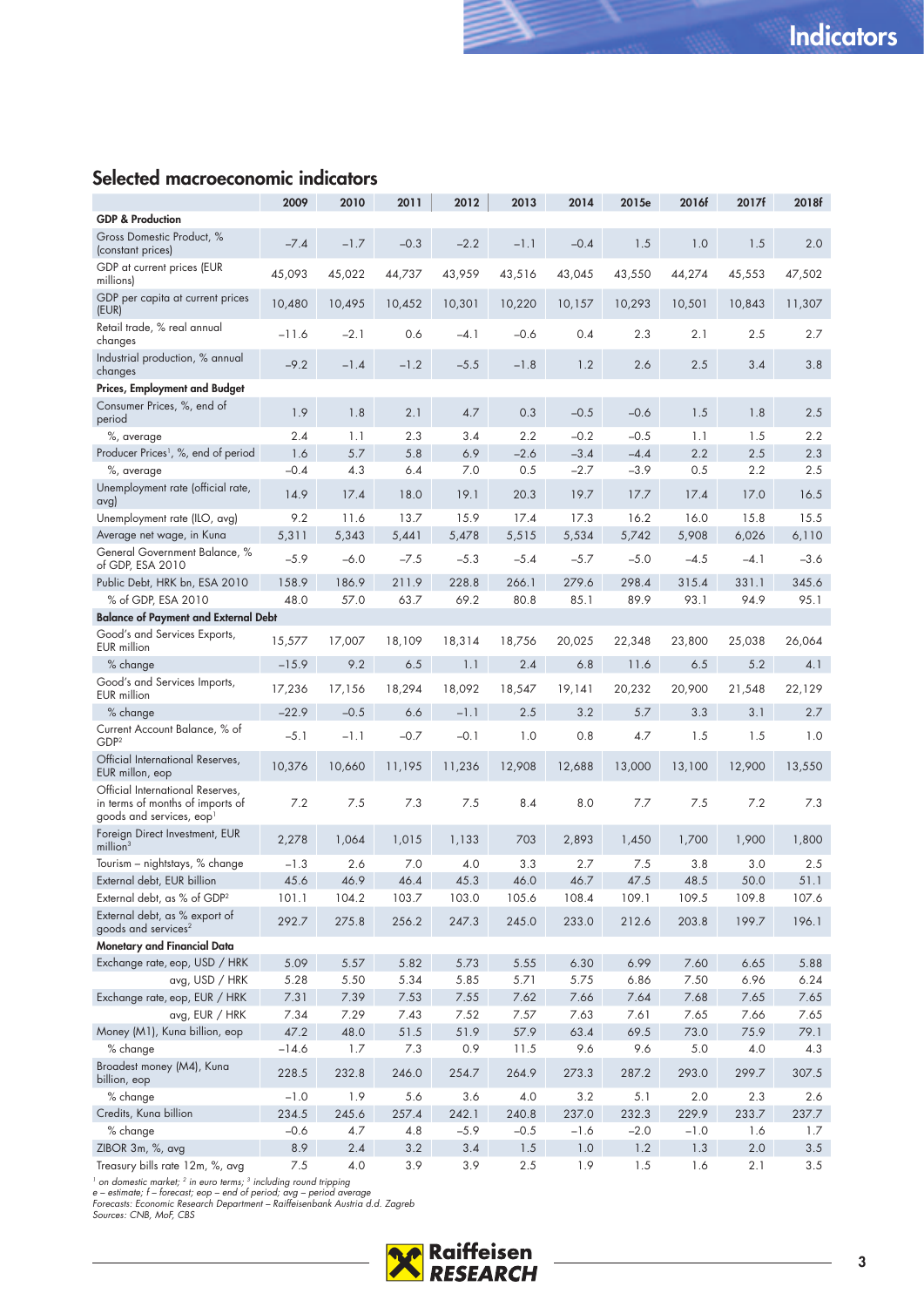## Selected macroeconomic indicators

| | 2009 | 2010 | 2011 | 2012 | 2013 | 2014 | 2015e | 2016f | 2017f | 2018f |
|---|---|---|---|---|---|---|---|---|---|---|
| **GDP & Production** | | | | | | | | | | |
| Gross Domestic Product, % (constant prices) | –7.4 | –1.7 | –0.3 | –2.2 | –1.1 | –0.4 | 1.5 | 1.0 | 1.5 | 2.0 |
| GDP at current prices (EUR millions) | 45,093 | 45,022 | 44,737 | 43,959 | 43,516 | 43,045 | 43,550 | 44,274 | 45,553 | 47,502 |
| GDP per capita at current prices (EUR) | 10,480 | 10,495 | 10,452 | 10,301 | 10,220 | 10,157 | 10,293 | 10,501 | 10,843 | 11,307 |
| Retail trade, % real annual changes | –11.6 | –2.1 | 0.6 | –4.1 | –0.6 | 0.4 | 2.3 | 2.1 | 2.5 | 2.7 |
| Industrial production, % annual changes | –9.2 | –1.4 | –1.2 | –5.5 | –1.8 | 1.2 | 2.6 | 2.5 | 3.4 | 3.8 |
| **Prices, Employment and Budget** | | | | | | | | | | |
| Consumer Prices, %, end of period | 1.9 | 1.8 | 2.1 | 4.7 | 0.3 | –0.5 | –0.6 | 1.5 | 1.8 | 2.5 |
| %, average | 2.4 | 1.1 | 2.3 | 3.4 | 2.2 | –0.2 | –0.5 | 1.1 | 1.5 | 2.2 |
| Producer Prices[1], %, end of period | 1.6 | 5.7 | 5.8 | 6.9 | –2.6 | –3.4 | –4.4 | 2.2 | 2.5 | 2.3 |
| %, average | –0.4 | 4.3 | 6.4 | 7.0 | 0.5 | –2.7 | –3.9 | 0.5 | 2.2 | 2.5 |
| Unemployment rate (official rate, avg) | 14.9 | 17.4 | 18.0 | 19.1 | 20.3 | 19.7 | 17.7 | 17.4 | 17.0 | 16.5 |
| Unemployment rate (ILO, avg) | 9.2 | 11.6 | 13.7 | 15.9 | 17.4 | 17.3 | 16.2 | 16.0 | 15.8 | 15.5 |
| Average net wage, in Kuna | 5,311 | 5,343 | 5,441 | 5,478 | 5,515 | 5,534 | 5,742 | 5,908 | 6,026 | 6,110 |
| General Government Balance, % of GDP, ESA 2010 | –5.9 | –6.0 | –7.5 | –5.3 | –5.4 | –5.7 | –5.0 | –4.5 | –4.1 | –3.6 |
| Public Debt, HRK bn, ESA 2010 | 158.9 | 186.9 | 211.9 | 228.8 | 266.1 | 279.6 | 298.4 | 315.4 | 331.1 | 345.6 |
| % of GDP, ESA 2010 | 48.0 | 57.0 | 63.7 | 69.2 | 80.8 | 85.1 | 89.9 | 93.1 | 94.9 | 95.1 |
| **Balance of Payment and External Debt** | | | | | | | | | | |
| Good's and Services Exports, EUR million | 15,577 | 17,007 | 18,109 | 18,314 | 18,756 | 20,025 | 22,348 | 23,800 | 25,038 | 26,064 |
| % change | –15.9 | 9.2 | 6.5 | 1.1 | 2.4 | 6.8 | 11.6 | 6.5 | 5.2 | 4.1 |
| Good's and Services Imports, EUR million | 17,236 | 17,156 | 18,294 | 18,092 | 18,547 | 19,141 | 20,232 | 20,900 | 21,548 | 22,129 |
| % change | –22.9 | –0.5 | 6.6 | –1.1 | 2.5 | 3.2 | 5.7 | 3.3 | 3.1 | 2.7 |
| Current Account Balance, % of GDP[2] | –5.1 | –1.1 | –0.7 | –0.1 | 1.0 | 0.8 | 4.7 | 1.5 | 1.5 | 1.0 |
| Official International Reserves, EUR millon, eop | 10,376 | 10,660 | 11,195 | 11,236 | 12,908 | 12,688 | 13,000 | 13,100 | 12,900 | 13,550 |
| Official International Reserves, in terms of months of imports of goods and services, eop[1] | 7.2 | 7.5 | 7.3 | 7.5 | 8.4 | 8.0 | 7.7 | 7.5 | 7.2 | 7.3 |
| Foreign Direct Investment, EUR million[3] | 2,278 | 1,064 | 1,015 | 1,133 | 703 | 2,893 | 1,450 | 1,700 | 1,900 | 1,800 |
| Tourism – nightstays, % change | –1.3 | 2.6 | 7.0 | 4.0 | 3.3 | 2.7 | 7.5 | 3.8 | 3.0 | 2.5 |
| External debt, EUR billion | 45.6 | 46.9 | 46.4 | 45.3 | 46.0 | 46.7 | 47.5 | 48.5 | 50.0 | 51.1 |
| External debt, as % of GDP[2] | 101.1 | 104.2 | 103.7 | 103.0 | 105.6 | 108.4 | 109.1 | 109.5 | 109.8 | 107.6 |
| External debt, as % export of goods and services[2] | 292.7 | 275.8 | 256.2 | 247.3 | 245.0 | 233.0 | 212.6 | 203.8 | 199.7 | 196.1 |
| **Monetary and Financial Data** | | | | | | | | | | |
| Exchange rate, eop, USD / HRK | 5.09 | 5.57 | 5.82 | 5.73 | 5.55 | 6.30 | 6.99 | 7.60 | 6.65 | 5.88 |
| avg, USD / HRK | 5.28 | 5.50 | 5.34 | 5.85 | 5.71 | 5.75 | 6.86 | 7.50 | 6.96 | 6.24 |
| Exchange rate, eop, EUR / HRK | 7.31 | 7.39 | 7.53 | 7.55 | 7.62 | 7.66 | 7.64 | 7.68 | 7.65 | 7.65 |
| avg, EUR / HRK | 7.34 | 7.29 | 7.43 | 7.52 | 7.57 | 7.63 | 7.61 | 7.65 | 7.66 | 7.65 |
| Money (M1), Kuna billion, eop | 47.2 | 48.0 | 51.5 | 51.9 | 57.9 | 63.4 | 69.5 | 73.0 | 75.9 | 79.1 |
| % change | –14.6 | 1.7 | 7.3 | 0.9 | 11.5 | 9.6 | 9.6 | 5.0 | 4.0 | 4.3 |
| Broadest money (M4), Kuna billion, eop | 228.5 | 232.8 | 246.0 | 254.7 | 264.9 | 273.3 | 287.2 | 293.0 | 299.7 | 307.5 |
| % change | –1.0 | 1.9 | 5.6 | 3.6 | 4.0 | 3.2 | 5.1 | 2.0 | 2.3 | 2.6 |
| Credits, Kuna billion | 234.5 | 245.6 | 257.4 | 242.1 | 240.8 | 237.0 | 232.3 | 229.9 | 233.7 | 237.7 |
| % change | –0.6 | 4.7 | 4.8 | –5.9 | –0.5 | –1.6 | –2.0 | –1.0 | 1.6 | 1.7 |
| ZIBOR 3m, %, avg | 8.9 | 2.4 | 3.2 | 3.4 | 1.5 | 1.0 | 1.2 | 1.3 | 2.0 | 3.5 |
| Treasury bills rate 12m, %, avg | 7.5 | 4.0 | 3.9 | 3.9 | 2.5 | 1.9 | 1.5 | 1.6 | 2.1 | 3.5 |

*[1] on domestic market; [2] in euro terms; [3] including round tripping*
*e – estimate; f – forecast; eop – end of period; avg – period average*
*Forecasts: Economic Research Department – Raiffeisenbank Austria d.d. Zagreb*
*Sources: CNB, MoF, CBS*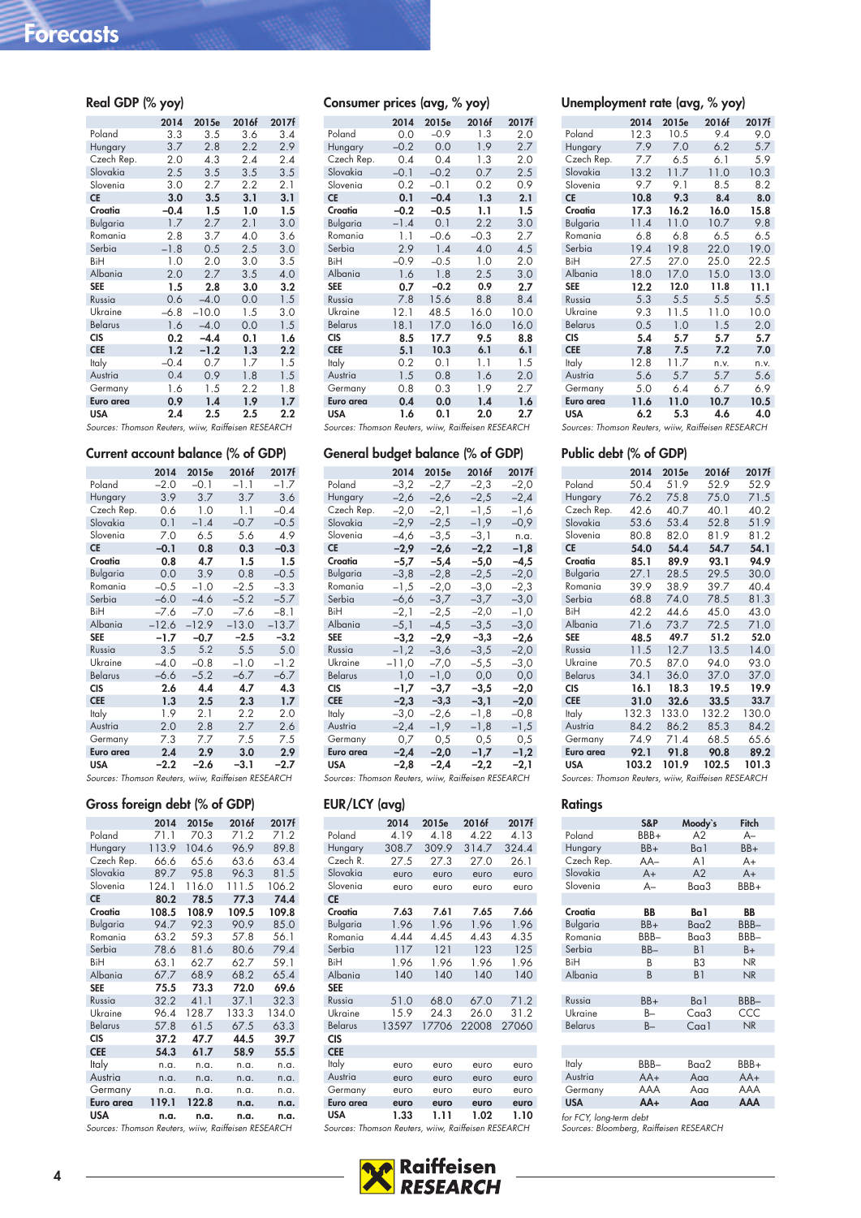# Forecasts

## Real GDP (% yoy)

| | 2014 | 2015e | 2016f | 2017f |
|---|---|---|---|---|
| Poland | 3.3 | 3.5 | 3.6 | 3.4 |
| Hungary | 3.7 | 2.8 | 2.2 | 2.9 |
| Czech Rep. | 2.0 | 4.3 | 2.4 | 2.4 |
| Slovakia | 2.5 | 3.5 | 3.5 | 3.5 |
| Slovenia | 3.0 | 2.7 | 2.2 | 2.1 |
| **CE** | **3.0** | **3.5** | **3.1** | **3.1** |
| **Croatia** | **–0.4** | **1.5** | **1.0** | **1.5** |
| Bulgaria | 1.7 | 2.7 | 2.1 | 3.0 |
| Romania | 2.8 | 3.7 | 4.0 | 3.6 |
| Serbia | –1.8 | 0.5 | 2.5 | 3.0 |
| BiH | 1.0 | 2.0 | 3.0 | 3.5 |
| Albania | 2.0 | 2.7 | 3.5 | 4.0 |
| **SEE** | **1.5** | **2.8** | **3.0** | **3.2** |
| Russia | 0.6 | –4.0 | 0.0 | 1.5 |
| Ukraine | –6.8 | –10.0 | 1.5 | 3.0 |
| Belarus | 1.6 | –4.0 | 0.0 | 1.5 |
| **CIS** | **0.2** | **–4.4** | **0.1** | **1.6** |
| **CEE** | **1.2** | **–1.2** | **1.3** | **2.2** |
| Italy | –0.4 | 0.7 | 1.7 | 1.5 |
| Austria | 0.4 | 0.9 | 1.8 | 1.5 |
| Germany | 1.6 | 1.5 | 2.2 | 1.8 |
| **Euro area** | **0.9** | **1.4** | **1.9** | **1.7** |
| **USA** | **2.4** | **2.5** | **2.5** | **2.2** |

*Sources: Thomson Reuters, wiiw, Raiffeisen RESEARCH*

## Consumer prices (avg, % yoy)

| | 2014 | 2015e | 2016f | 2017f |
|---|---|---|---|---|
| Poland | 0.0 | –0.9 | 1.3 | 2.0 |
| Hungary | –0.2 | 0.0 | 1.9 | 2.7 |
| Czech Rep. | 0.4 | 0.4 | 1.3 | 2.0 |
| Slovakia | –0.1 | –0.2 | 0.7 | 2.5 |
| Slovenia | 0.2 | –0.1 | 0.2 | 0.9 |
| **CE** | **0.1** | **–0.4** | **1.3** | **2.1** |
| **Croatia** | **–0.2** | **–0.5** | **1.1** | **1.5** |
| Bulgaria | –1.4 | 0.1 | 2.2 | 3.0 |
| Romania | 1.1 | –0.6 | –0.3 | 2.7 |
| Serbia | 2.9 | 1.4 | 4.0 | 4.5 |
| BiH | –0.9 | –0.5 | 1.0 | 2.0 |
| Albania | 1.6 | 1.8 | 2.5 | 3.0 |
| **SEE** | **0.7** | **–0.2** | **0.9** | **2.7** |
| Russia | 7.8 | 15.6 | 8.8 | 8.4 |
| Ukraine | 12.1 | 48.5 | 16.0 | 10.0 |
| Belarus | 18.1 | 17.0 | 16.0 | 16.0 |
| **CIS** | **8.5** | **17.7** | **9.5** | **8.8** |
| **CEE** | **5.1** | **10.3** | **6.1** | **6.1** |
| Italy | 0.2 | 0.1 | 1.1 | 1.5 |
| Austria | 1.5 | 0.8 | 1.6 | 2.0 |
| Germany | 0.8 | 0.3 | 1.9 | 2.7 |
| **Euro area** | **0.4** | **0.0** | **1.4** | **1.6** |
| **USA** | **1.6** | **0.1** | **2.0** | **2.7** |

*Sources: Thomson Reuters, wiiw, Raiffeisen RESEARCH*

## Unemployment rate (avg, % yoy)

| | 2014 | 2015e | 2016f | 2017f |
|---|---|---|---|---|
| Poland | 12.3 | 10.5 | 9.4 | 9.0 |
| Hungary | 7.9 | 7.0 | 6.2 | 5.7 |
| Czech Rep. | 7.7 | 6.5 | 6.1 | 5.9 |
| Slovakia | 13.2 | 11.7 | 11.0 | 10.3 |
| Slovenia | 9.7 | 9.1 | 8.5 | 8.2 |
| **CE** | **10.8** | **9.3** | **8.4** | **8.0** |
| **Croatia** | **17.3** | **16.2** | **16.0** | **15.8** |
| Bulgaria | 11.4 | 11.0 | 10.7 | 9.8 |
| Romania | 6.8 | 6.8 | 6.5 | 6.5 |
| Serbia | 19.4 | 19.8 | 22.0 | 19.0 |
| BiH | 27.5 | 27.0 | 25.0 | 22.5 |
| Albania | 18.0 | 17.0 | 15.0 | 13.0 |
| **SEE** | **12.2** | **12.0** | **11.8** | **11.1** |
| Russia | 5.3 | 5.5 | 5.5 | 5.5 |
| Ukraine | 9.3 | 11.5 | 11.0 | 10.0 |
| Belarus | 0.5 | 1.0 | 1.5 | 2.0 |
| **CIS** | **5.4** | **5.7** | **5.7** | **5.7** |
| **CEE** | **7.8** | **7.5** | **7.2** | **7.0** |
| Italy | 12.8 | 11.7 | n.v. | n.v. |
| Austria | 5.6 | 5.7 | 5.7 | 5.6 |
| Germany | 5.0 | 6.4 | 6.7 | 6.9 |
| **Euro area** | **11.6** | **11.0** | **10.7** | **10.5** |
| **USA** | **6.2** | **5.3** | **4.6** | **4.0** |

*Sources: Thomson Reuters, wiiw, Raiffeisen RESEARCH*

## Current account balance (% of GDP)

| | 2014 | 2015e | 2016f | 2017f |
|---|---|---|---|---|
| Poland | –2.0 | –0.1 | –1.1 | –1.7 |
| Hungary | 3.9 | 3.7 | 3.7 | 3.6 |
| Czech Rep. | 0.6 | 1.0 | 1.1 | –0.4 |
| Slovakia | 0.1 | –1.4 | –0.7 | –0.5 |
| Slovenia | 7.0 | 6.5 | 5.6 | 4.9 |
| **CE** | **–0.1** | **0.8** | **0.3** | **–0.3** |
| **Croatia** | **0.8** | **4.7** | **1.5** | **1.5** |
| Bulgaria | 0.0 | 3.9 | 0.8 | –0.5 |
| Romania | –0.5 | –1.0 | –2.5 | –3.3 |
| Serbia | –6.0 | –4.6 | –5.2 | –5.7 |
| BiH | –7.6 | –7.0 | –7.6 | –8.1 |
| Albania | –12.6 | –12.9 | –13.0 | –13.7 |
| **SEE** | **–1.7** | **–0.7** | **–2.5** | **–3.2** |
| Russia | 3.5 | 5.2 | 5.5 | 5.0 |
| Ukraine | –4.0 | –0.8 | –1.0 | –1.2 |
| Belarus | –6.6 | –5.2 | –6.7 | –6.7 |
| **CIS** | **2.6** | **4.4** | **4.7** | **4.3** |
| **CEE** | **1.3** | **2.5** | **2.3** | **1.7** |
| Italy | 1.9 | 2.1 | 2.2 | 2.0 |
| Austria | 2.0 | 2.8 | 2.7 | 2.6 |
| Germany | 7.3 | 7.7 | 7.5 | 7.5 |
| **Euro area** | **2.4** | **2.9** | **3.0** | **2.9** |
| **USA** | **–2.2** | **–2.6** | **–3.1** | **–2.7** |

*Sources: Thomson Reuters, wiiw, Raiffeisen RESEARCH*

## General budget balance (% of GDP)

| | 2014 | 2015e | 2016f | 2017f |
|---|---|---|---|---|
| Poland | –3,2 | –2,7 | –2,3 | –2,0 |
| Hungary | –2,6 | –2,6 | –2,5 | –2,4 |
| Czech Rep. | –2,0 | –2,1 | –1,5 | –1,6 |
| Slovakia | –2,9 | –2,5 | –1,9 | –0,9 |
| Slovenia | –4,6 | –3,5 | –3,1 | n.a. |
| **CE** | **–2,9** | **–2,6** | **–2,2** | **–1,8** |
| **Croatia** | **–5,7** | **–5,4** | **–5,0** | **–4,5** |
| Bulgaria | –3,8 | –2,8 | –2,5 | –2,0 |
| Romania | –1,5 | –2,0 | –3,0 | –2,3 |
| Serbia | –6,6 | –3,7 | –3,7 | –3,0 |
| BiH | –2,1 | –2,5 | –2,0 | –1,0 |
| Albania | –5,1 | –4,5 | –3,5 | –3,0 |
| **SEE** | **–3,2** | **–2,9** | **–3,3** | **–2,6** |
| Russia | –1,2 | –3,6 | –3,5 | –2,0 |
| Ukraine | –11,0 | –7,0 | –5,5 | –3,0 |
| Belarus | –0,5 | –1,0 | 0,0 | 0,0 |
| **CIS** | **–1,7** | **–3,7** | **–3,5** | **–2,0** |
| **CEE** | **–2,3** | **–3,3** | **–3,1** | **–2,0** |
| Italy | –3,0 | –2,6 | –1,8 | –0,8 |
| Austria | –2,4 | –1,9 | –1,8 | –1,5 |
| Germany | 0,7 | 0,5 | 0,5 | 0,5 |
| **Euro area** | **–2,4** | **–2,0** | **–1,7** | **–1,2** |
| **USA** | **–2,8** | **–2,4** | **–2,2** | **–2,1** |

*Sources: Thomson Reuters, wiiw, Raiffeisen RESEARCH*

## Public debt (% of GDP)

| | 2014 | 2015e | 2016f | 2017f |
|---|---|---|---|---|
| Poland | 50.4 | 51.9 | 52.9 | 52.9 |
| Hungary | 76.2 | 75.8 | 75.0 | 71.5 |
| Czech Rep. | 42.6 | 40.7 | 40.1 | 40.2 |
| Slovakia | 53.6 | 53.4 | 52.8 | 51.9 |
| Slovenia | 80.8 | 82.0 | 81.9 | 81.2 |
| **CE** | **54.0** | **54.4** | **54.7** | **54.1** |
| **Croatia** | **85.1** | **89.9** | **93.1** | **94.9** |
| Bulgaria | 27.1 | 28.5 | 29.5 | 30.0 |
| Romania | 39.9 | 38.9 | 39.7 | 40.4 |
| Serbia | 68.8 | 74.0 | 78.5 | 81.3 |
| BiH | 42.2 | 44.6 | 45.0 | 43.0 |
| Albania | 71.6 | 73.7 | 72.5 | 71.0 |
| **SEE** | **48.5** | **49.7** | **51.2** | **52.0** |
| Russia | 11.5 | 12.7 | 13.5 | 14.0 |
| Ukraine | 70.5 | 87.0 | 94.0 | 93.0 |
| Belarus | 34.1 | 36.0 | 37.0 | 37.0 |
| **CIS** | **16.1** | **18.3** | **19.5** | **19.9** |
| **CEE** | **31.0** | **32.6** | **33.5** | **33.7** |
| Italy | 132.3 | 133.0 | 132.2 | 130.0 |
| Austria | 84.2 | 86.2 | 85.3 | 84.2 |
| Germany | 74.9 | 71.4 | 68.5 | 65.6 |
| **Euro area** | **92.1** | **91.8** | **90.8** | **89.2** |
| **USA** | **103.2** | **101.9** | **102.5** | **101.3** |

*Sources: Thomson Reuters, wiiw, Raiffeisen RESEARCH*

## Gross foreign debt (% of GDP)

| | 2014 | 2015e | 2016f | 2017f |
|---|---|---|---|---|
| Poland | 71.1 | 70.3 | 71.2 | 71.2 |
| Hungary | 113.9 | 104.6 | 96.9 | 89.8 |
| Czech Rep. | 66.6 | 65.6 | 63.6 | 63.4 |
| Slovakia | 89.7 | 95.8 | 96.3 | 81.5 |
| Slovenia | 124.1 | 116.0 | 111.5 | 106.2 |
| **CE** | **80.2** | **78.5** | **77.3** | **74.4** |
| **Croatia** | **108.5** | **108.9** | **109.5** | **109.8** |
| Bulgaria | 94.7 | 92.3 | 90.9 | 85.0 |
| Romania | 63.2 | 59.3 | 57.8 | 56.1 |
| Serbia | 78.6 | 81.6 | 80.6 | 79.4 |
| BiH | 63.1 | 62.7 | 62.7 | 59.1 |
| Albania | 67.7 | 68.9 | 68.2 | 65.4 |
| **SEE** | **75.5** | **73.3** | **72.0** | **69.6** |
| Russia | 32.2 | 41.1 | 37.1 | 32.3 |
| Ukraine | 96.4 | 128.7 | 133.3 | 134.0 |
| Belarus | 57.8 | 61.5 | 67.5 | 63.3 |
| **CIS** | **37.2** | **47.7** | **44.5** | **39.7** |
| **CEE** | **54.3** | **61.7** | **58.9** | **55.5** |
| Italy | n.a. | n.a. | n.a. | n.a. |
| Austria | n.a. | n.a. | n.a. | n.a. |
| Germany | n.a. | n.a. | n.a. | n.a. |
| **Euro area** | **119.1** | **122.8** | **n.a.** | **n.a.** |
| **USA** | **n.a.** | **n.a.** | **n.a.** | **n.a.** |

*Sources: Thomson Reuters, wiiw, Raiffeisen RESEARCH*

## EUR/LCY (avg)

| | 2014 | 2015e | 2016f | 2017f |
|---|---|---|---|---|
| Poland | 4.19 | 4.18 | 4.22 | 4.13 |
| Hungary | 308.7 | 309.9 | 314.7 | 324.4 |
| Czech R. | 27.5 | 27.3 | 27.0 | 26.1 |
| Slovakia | euro | euro | euro | euro |
| Slovenia | euro | euro | euro | euro |
| **CE** | | | | |
| **Croatia** | **7.63** | **7.61** | **7.65** | **7.66** |
| Bulgaria | 1.96 | 1.96 | 1.96 | 1.96 |
| Romania | 4.44 | 4.45 | 4.43 | 4.35 |
| Serbia | 117 | 121 | 123 | 125 |
| BiH | 1.96 | 1.96 | 1.96 | 1.96 |
| Albania | 140 | 140 | 140 | 140 |
| **SEE** | | | | |
| Russia | 51.0 | 68.0 | 67.0 | 71.2 |
| Ukraine | 15.9 | 24.3 | 26.0 | 31.2 |
| Belarus | 13597 | 17706 | 22008 | 27060 |
| **CIS** | | | | |
| **CEE** | | | | |
| Italy | euro | euro | euro | euro |
| Austria | euro | euro | euro | euro |
| Germany | euro | euro | euro | euro |
| **Euro area** | **euro** | **euro** | **euro** | **euro** |
| **USA** | **1.33** | **1.11** | **1.02** | **1.10** |

*Sources: Thomson Reuters, wiiw, Raiffeisen RESEARCH*

## Ratings

| | S&P | Moody's | Fitch |
|---|---|---|---|
| Poland | BBB+ | A2 | A– |
| Hungary | BB+ | Ba1 | BB+ |
| Czech Rep. | AA– | A1 | A+ |
| Slovakia | A+ | A2 | A+ |
| Slovenia | A– | Baa3 | BBB+ |
| | | | |
| **Croatia** | **BB** | **Ba1** | **BB** |
| Bulgaria | BB+ | Baa2 | BBB– |
| Romania | BBB– | Baa3 | BBB– |
| Serbia | BB– | B1 | B+ |
| BiH | B | B3 | NR |
| Albania | B | B1 | NR |
| | | | |
| Russia | BB+ | Ba1 | BBB– |
| Ukraine | B– | Caa3 | CCC |
| Belarus | B– | Caa1 | NR |
| | | | |
| Italy | BBB– | Baa2 | BBB+ |
| Austria | AA+ | Aaa | AA+ |
| Germany | AAA | Aaa | AAA |
| **USA** | **AA+** | **Aaa** | **AAA** |

*for FCY, long-term debt*
*Sources: Bloomberg, Raiffeisen RESEARCH*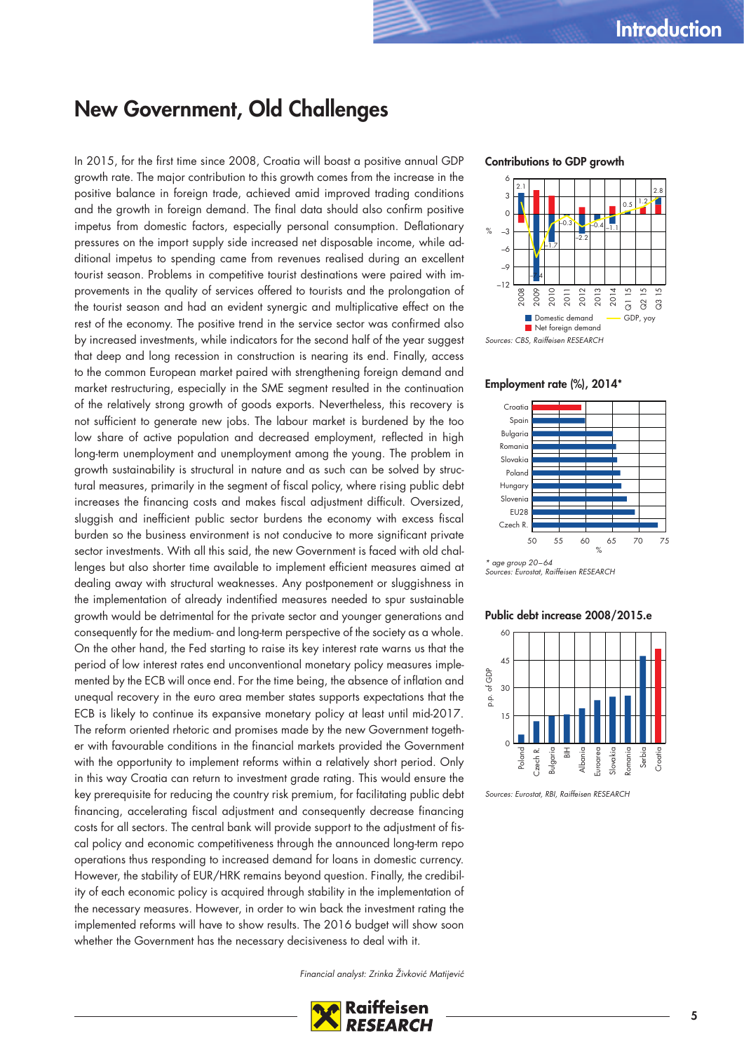# New Government, Old Challenges

In 2015, for the first time since 2008, Croatia will boast a positive annual GDP growth rate. The major contribution to this growth comes from the increase in the positive balance in foreign trade, achieved amid improved trading conditions and the growth in foreign demand. The final data should also confirm positive impetus from domestic factors, especially personal consumption. Deflationary pressures on the import supply side increased net disposable income, while additional impetus to spending came from revenues realised during an excellent tourist season. Problems in competitive tourist destinations were paired with improvements in the quality of services offered to tourists and the prolongation of the tourist season and had an evident synergic and multiplicative effect on the rest of the economy. The positive trend in the service sector was confirmed also by increased investments, while indicators for the second half of the year suggest that deep and long recession in construction is nearing its end. Finally, access to the common European market paired with strengthening foreign demand and market restructuring, especially in the SME segment resulted in the continuation of the relatively strong growth of goods exports. Nevertheless, this recovery is not sufficient to generate new jobs. The labour market is burdened by the too low share of active population and decreased employment, reflected in high long-term unemployment and unemployment among the young. The problem in growth sustainability is structural in nature and as such can be solved by structural measures, primarily in the segment of fiscal policy, where rising public debt increases the financing costs and makes fiscal adjustment difficult. Oversized, sluggish and inefficient public sector burdens the economy with excess fiscal burden so the business environment is not conducive to more significant private sector investments. With all this said, the new Government is faced with old challenges but also shorter time available to implement efficient measures aimed at dealing away with structural weaknesses. Any postponement or sluggishness in the implementation of already indentified measures needed to spur sustainable growth would be detrimental for the private sector and younger generations and consequently for the medium- and long-term perspective of the society as a whole. On the other hand, the Fed starting to raise its key interest rate warns us that the period of low interest rates end unconventional monetary policy measures implemented by the ECB will once end. For the time being, the absence of inflation and unequal recovery in the euro area member states supports expectations that the ECB is likely to continue its expansive monetary policy at least until mid-2017. The reform oriented rhetoric and promises made by the new Government together with favourable conditions in the financial markets provided the Government with the opportunity to implement reforms within a relatively short period. Only in this way Croatia can return to investment grade rating. This would ensure the key prerequisite for reducing the country risk premium, for facilitating public debt financing, accelerating fiscal adjustment and consequently decrease financing costs for all sectors. The central bank will provide support to the adjustment of fiscal policy and economic competitiveness through the announced long-term repo operations thus responding to increased demand for loans in domestic currency. However, the stability of EUR/HRK remains beyond question. Finally, the credibility of each economic policy is acquired through stability in the implementation of the necessary measures. However, in order to win back the investment rating the implemented reforms will have to show results. The 2016 budget will show soon whether the Government has the necessary decisiveness to deal with it.

*Financial analyst: Zrinka Živković Matijević*

**Contributions to GDP growth**

GDP, yoy (%): 2008: 2.1; 2009: –7.4; 2010: –1.7; 2011: –0.3; 2012: –2.2; 2013: –0.4; 2014: –1.1; Q1 15: 0.5; Q2 15: 1.2; Q3 15: 2.8

Legend: Domestic demand; Net foreign demand; GDP, yoy

*Sources: CBS, Raiffeisen RESEARCH*

**Employment rate (%), 2014***

Countries (ascending): Croatia, Spain, Bulgaria, Romania, Slovakia, Poland, Hungary, Slovenia, EU28, Czech R.

\* age group 20–64
*Sources: Eurostat, Raiffeisen RESEARCH*

**Public debt increase 2008/2015.e**

p.p. of GDP; countries (ascending): Poland, Czech R., Bulgaria, BiH, Albania, Euroarea, Slovakia, Romania, Serbia, Croatia

*Sources: Eurostat, RBI, Raiffeisen RESEARCH*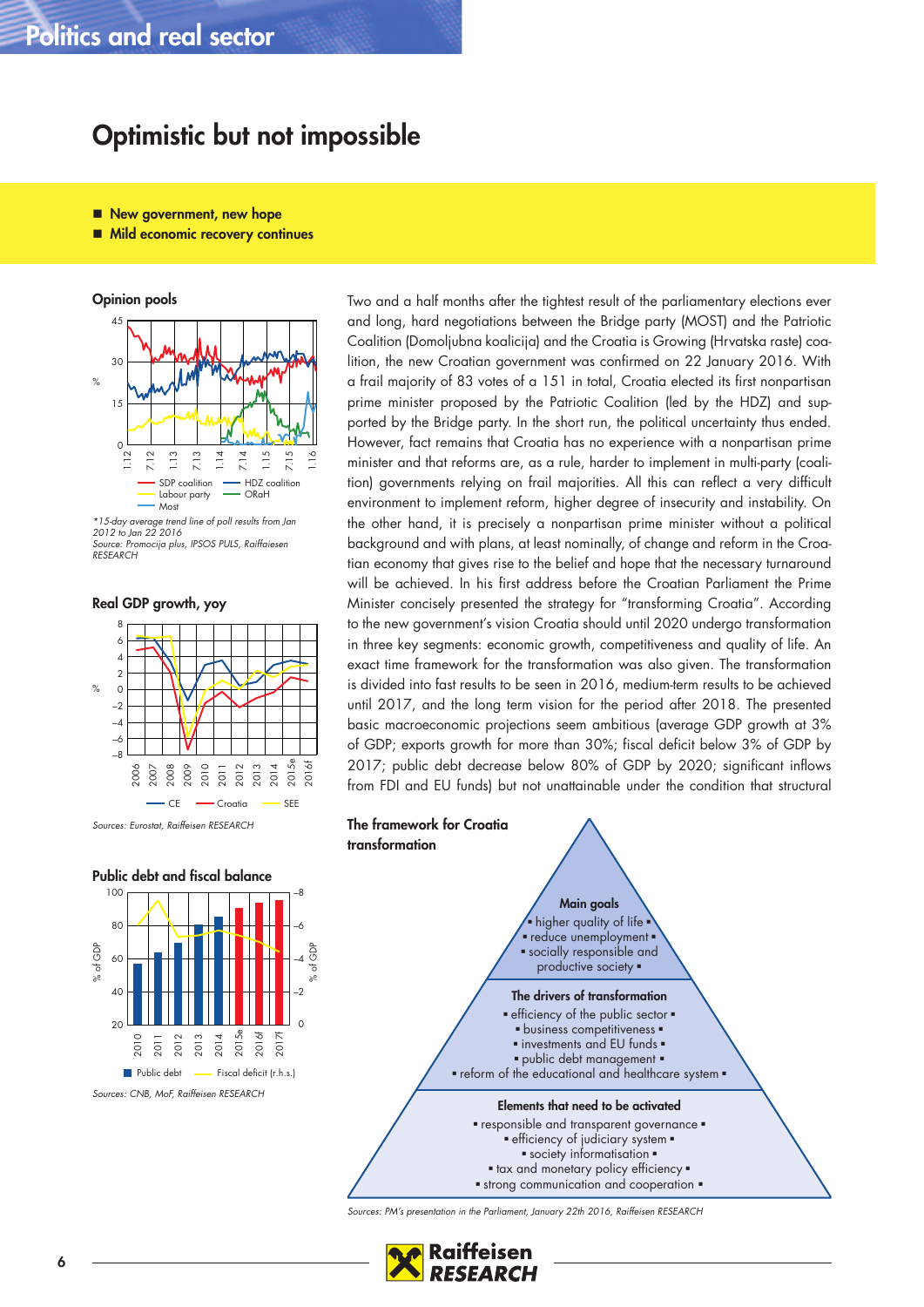# Optimistic but not impossible

- New government, new hope
- Mild economic recovery continues

**Opinion pools**

SDP coalition, HDZ coalition, Labour party, ORaH, Most

*15-day average trend line of poll results from Jan 2012 to Jan 22 2016
Source: Promocija plus, IPSOS PULS, Raiffeisen RESEARCH

**Real GDP growth, yoy**

CE, Croatia, SEE

Sources: Eurostat, Raiffeisen RESEARCH

**Public debt and fiscal balance**

Public debt, Fiscal deficit (r.h.s.)

Sources: CNB, MoF, Raiffeisen RESEARCH

Two and a half months after the tightest result of the parliamentary elections ever and long, hard negotiations between the Bridge party (MOST) and the Patriotic Coalition (Domoljubna koalicija) and the Croatia is Growing (Hrvatska raste) coalition, the new Croatian government was confirmed on 22 January 2016. With a frail majority of 83 votes of a 151 in total, Croatia elected its first nonpartisan prime minister proposed by the Patriotic Coalition (led by the HDZ) and supported by the Bridge party. In the short run, the political uncertainty thus ended. However, fact remains that Croatia has no experience with a nonpartisan prime minister and that reforms are, as a rule, harder to implement in multi-party (coalition) governments relying on frail majorities. All this can reflect a very difficult environment to implement reform, higher degree of insecurity and instability. On the other hand, it is precisely a nonpartisan prime minister without a political background and with plans, at least nominally, of change and reform in the Croatian economy that gives rise to the belief and hope that the necessary turnaround will be achieved. In his first address before the Croatian Parliament the Prime Minister concisely presented the strategy for "transforming Croatia". According to the new government's vision Croatia should until 2020 undergo transformation in three key segments: economic growth, competitiveness and quality of life. An exact time framework for the transformation was also given. The transformation is divided into fast results to be seen in 2016, medium-term results to be achieved until 2017, and the long term vision for the period after 2018. The presented basic macroeconomic projections seem ambitious (average GDP growth at 3% of GDP; exports growth for more than 30%; fiscal deficit below 3% of GDP by 2017; public debt decrease below 80% of GDP by 2020; significant inflows from FDI and EU funds) but not unattainable under the condition that structural

**The framework for Croatia transformation**

**Main goals**
- higher quality of life
- reduce unemployment
- socially responsible and productive society

**The drivers of transformation**
- efficiency of the public sector
- business competitiveness
- investments and EU funds
- public debt management
- reform of the educational and healthcare system

**Elements that need to be activated**
- responsible and transparent governance
- efficiency of judiciary system
- society informatisation
- tax and monetary policy efficiency
- strong communication and cooperation

Sources: PM's presentation in the Parliament, January 22th 2016, Raiffeisen RESEARCH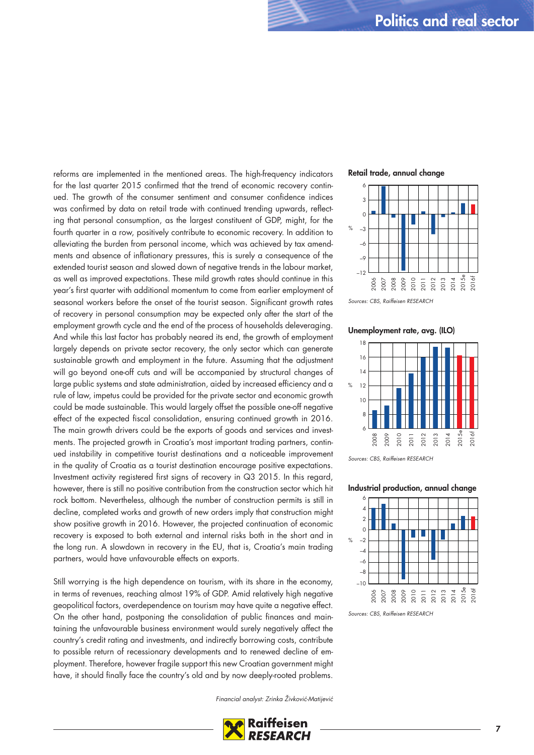reforms are implemented in the mentioned areas. The high-frequency indicators for the last quarter 2015 confirmed that the trend of economic recovery continued. The growth of the consumer sentiment and consumer confidence indices was confirmed by data on retail trade with continued trending upwards, reflecting that personal consumption, as the largest constituent of GDP, might, for the fourth quarter in a row, positively contribute to economic recovery. In addition to alleviating the burden from personal income, which was achieved by tax amendments and absence of inflationary pressures, this is surely a consequence of the extended tourist season and slowed down of negative trends in the labour market, as well as improved expectations. These mild growth rates should continue in this year's first quarter with additional momentum to come from earlier employment of seasonal workers before the onset of the tourist season. Significant growth rates of recovery in personal consumption may be expected only after the start of the employment growth cycle and the end of the process of households deleveraging. And while this last factor has probably neared its end, the growth of employment largely depends on private sector recovery, the only sector which can generate sustainable growth and employment in the future. Assuming that the adjustment will go beyond one-off cuts and will be accompanied by structural changes of large public systems and state administration, aided by increased efficiency and a rule of law, impetus could be provided for the private sector and economic growth could be made sustainable. This would largely offset the possible one-off negative effect of the expected fiscal consolidation, ensuring continued growth in 2016. The main growth drivers could be the exports of goods and services and investments. The projected growth in Croatia's most important trading partners, continued instability in competitive tourist destinations and a noticeable improvement in the quality of Croatia as a tourist destination encourage positive expectations. Investment activity registered first signs of recovery in Q3 2015. In this regard, however, there is still no positive contribution from the construction sector which hit rock bottom. Nevertheless, although the number of construction permits is still in decline, completed works and growth of new orders imply that construction might show positive growth in 2016. However, the projected continuation of economic recovery is exposed to both external and internal risks both in the short and in the long run. A slowdown in recovery in the EU, that is, Croatia's main trading partners, would have unfavourable effects on exports.

Still worrying is the high dependence on tourism, with its share in the economy, in terms of revenues, reaching almost 19% of GDP. Amid relatively high negative geopolitical factors, overdependence on tourism may have quite a negative effect. On the other hand, postponing the consolidation of public finances and maintaining the unfavourable business environment would surely negatively affect the country's credit rating and investments, and indirectly borrowing costs, contribute to possible return of recessionary developments and to renewed decline of employment. Therefore, however fragile support this new Croatian government might have, it should finally face the country's old and by now deeply-rooted problems.

*Financial analyst: Zrinka Živković-Matijević*

**Retail trade, annual change**

*Sources: CBS, Raiffeisen RESEARCH*

**Unemployment rate, avg. (ILO)**

*Sources: CBS, Raiffeisen RESEARCH*

**Industrial production, annual change**

*Sources: CBS, Raiffeisen RESEARCH*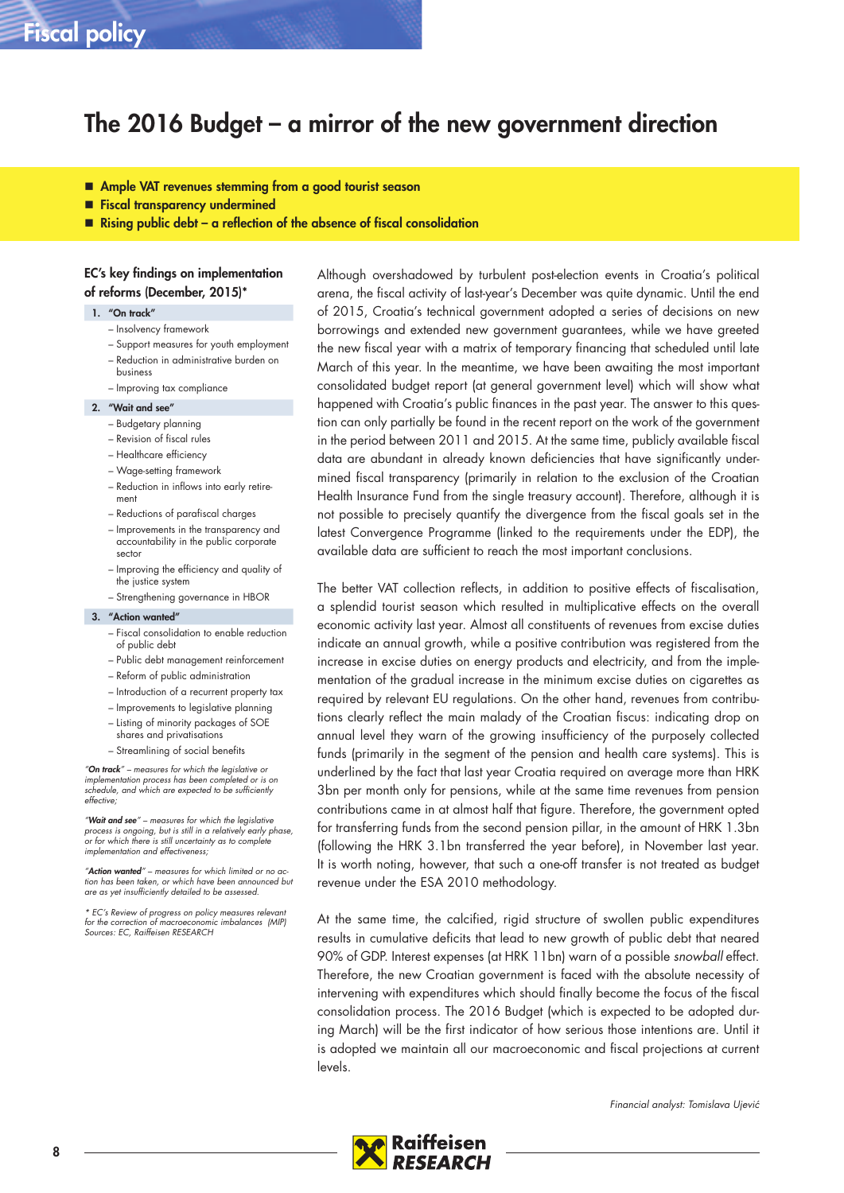# The 2016 Budget – a mirror of the new government direction

- **Ample VAT revenues stemming from a good tourist season**
- **Fiscal transparency undermined**
- **Rising public debt – a reflection of the absence of fiscal consolidation**

### EC's key findings on implementation of reforms (December, 2015)*

**1. "On track"**
- Insolvency framework
- Support measures for youth employment
- Reduction in administrative burden on business
- Improving tax compliance

**2. "Wait and see"**
- Budgetary planning
- Revision of fiscal rules
- Healthcare efficiency
- Wage-setting framework
- Reduction in inflows into early retirement
- Reductions of parafiscal charges
- Improvements in the transparency and accountability in the public corporate sector
- Improving the efficiency and quality of the justice system
- Strengthening governance in HBOR

**3. "Action wanted"**
- Fiscal consolidation to enable reduction of public debt
- Public debt management reinforcement
- Reform of public administration
- Introduction of a recurrent property tax
- Improvements to legislative planning
- Listing of minority packages of SOE shares and privatisations
- Streamlining of social benefits

*"**On track**" – measures for which the legislative or implementation process has been completed or is on schedule, and which are expected to be sufficiently effective;*

*"**Wait and see**" – measures for which the legislative process is ongoing, but is still in a relatively early phase, or for which there is still uncertainty as to complete implementation and effectiveness;*

*"**Action wanted**" – measures for which limited or no action has been taken, or which have been announced but are as yet insufficiently detailed to be assessed.*

*\* EC's Review of progress on policy measures relevant for the correction of macroeconomic imbalances (MIP)*
*Sources: EC, Raiffeisen RESEARCH*

Although overshadowed by turbulent post-election events in Croatia's political arena, the fiscal activity of last-year's December was quite dynamic. Until the end of 2015, Croatia's technical government adopted a series of decisions on new borrowings and extended new government guarantees, while we have greeted the new fiscal year with a matrix of temporary financing that scheduled until late March of this year. In the meantime, we have been awaiting the most important consolidated budget report (at general government level) which will show what happened with Croatia's public finances in the past year. The answer to this question can only partially be found in the recent report on the work of the government in the period between 2011 and 2015. At the same time, publicly available fiscal data are abundant in already known deficiencies that have significantly undermined fiscal transparency (primarily in relation to the exclusion of the Croatian Health Insurance Fund from the single treasury account). Therefore, although it is not possible to precisely quantify the divergence from the fiscal goals set in the latest Convergence Programme (linked to the requirements under the EDP), the available data are sufficient to reach the most important conclusions.

The better VAT collection reflects, in addition to positive effects of fiscalisation, a splendid tourist season which resulted in multiplicative effects on the overall economic activity last year. Almost all constituents of revenues from excise duties indicate an annual growth, while a positive contribution was registered from the increase in excise duties on energy products and electricity, and from the implementation of the gradual increase in the minimum excise duties on cigarettes as required by relevant EU regulations. On the other hand, revenues from contributions clearly reflect the main malady of the Croatian fiscus: indicating drop on annual level they warn of the growing insufficiency of the purposely collected funds (primarily in the segment of the pension and health care systems). This is underlined by the fact that last year Croatia required on average more than HRK 3bn per month only for pensions, while at the same time revenues from pension contributions came in at almost half that figure. Therefore, the government opted for transferring funds from the second pension pillar, in the amount of HRK 1.3bn (following the HRK 3.1bn transferred the year before), in November last year. It is worth noting, however, that such a one-off transfer is not treated as budget revenue under the ESA 2010 methodology.

At the same time, the calcified, rigid structure of swollen public expenditures results in cumulative deficits that lead to new growth of public debt that neared 90% of GDP. Interest expenses (at HRK 11bn) warn of a possible *snowball* effect. Therefore, the new Croatian government is faced with the absolute necessity of intervening with expenditures which should finally become the focus of the fiscal consolidation process. The 2016 Budget (which is expected to be adopted during March) will be the first indicator of how serious those intentions are. Until it is adopted we maintain all our macroeconomic and fiscal projections at current levels.

*Financial analyst: Tomislava Ujević*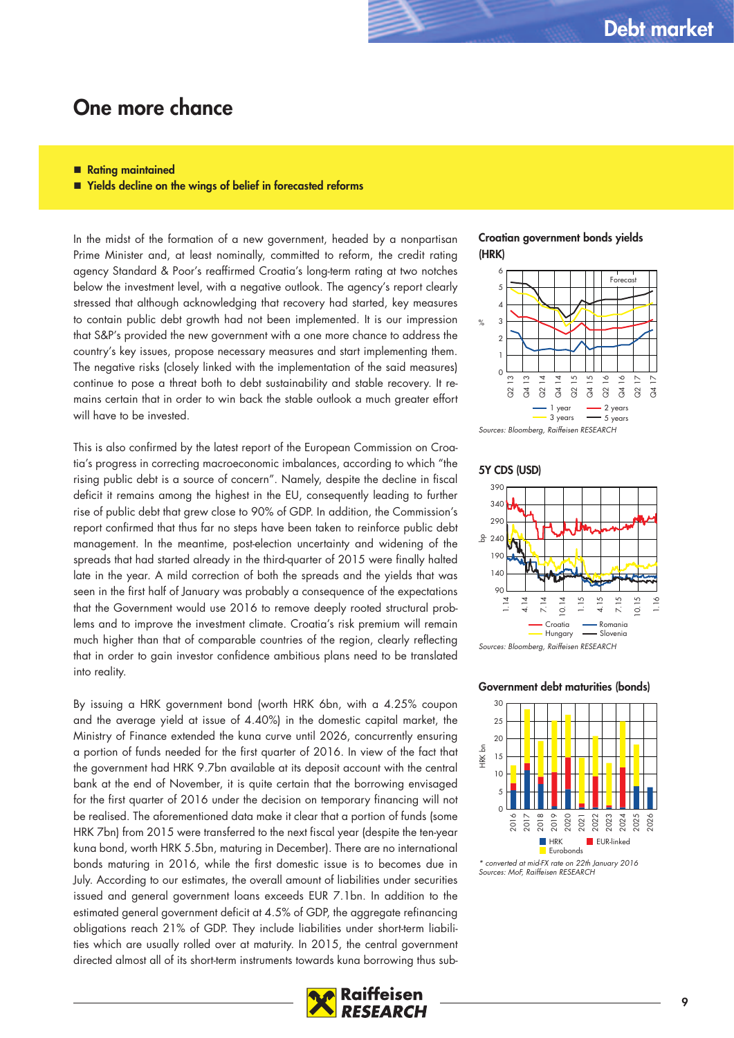# One more chance

- **Rating maintained**
- **Yields decline on the wings of belief in forecasted reforms**

In the midst of the formation of a new government, headed by a nonpartisan Prime Minister and, at least nominally, committed to reform, the credit rating agency Standard & Poor's reaffirmed Croatia's long-term rating at two notches below the investment level, with a negative outlook. The agency's report clearly stressed that although acknowledging that recovery had started, key measures to contain public debt growth had not been implemented. It is our impression that S&P's provided the new government with a one more chance to address the country's key issues, propose necessary measures and start implementing them. The negative risks (closely linked with the implementation of the said measures) continue to pose a threat both to debt sustainability and stable recovery. It remains certain that in order to win back the stable outlook a much greater effort will have to be invested.

This is also confirmed by the latest report of the European Commission on Croatia's progress in correcting macroeconomic imbalances, according to which "the rising public debt is a source of concern". Namely, despite the decline in fiscal deficit it remains among the highest in the EU, consequently leading to further rise of public debt that grew close to 90% of GDP. In addition, the Commission's report confirmed that thus far no steps have been taken to reinforce public debt management. In the meantime, post-election uncertainty and widening of the spreads that had started already in the third-quarter of 2015 were finally halted late in the year. A mild correction of both the spreads and the yields that was seen in the first half of January was probably a consequence of the expectations that the Government would use 2016 to remove deeply rooted structural problems and to improve the investment climate. Croatia's risk premium will remain much higher than that of comparable countries of the region, clearly reflecting that in order to gain investor confidence ambitious plans need to be translated into reality.

By issuing a HRK government bond (worth HRK 6bn, with a 4.25% coupon and the average yield at issue of 4.40%) in the domestic capital market, the Ministry of Finance extended the kuna curve until 2026, concurrently ensuring a portion of funds needed for the first quarter of 2016. In view of the fact that the government had HRK 9.7bn available at its deposit account with the central bank at the end of November, it is quite certain that the borrowing envisaged for the first quarter of 2016 under the decision on temporary financing will not be realised. The aforementioned data make it clear that a portion of funds (some HRK 7bn) from 2015 were transferred to the next fiscal year (despite the ten-year kuna bond, worth HRK 5.5bn, maturing in December). There are no international bonds maturing in 2016, while the first domestic issue is to becomes due in July. According to our estimates, the overall amount of liabilities under securities issued and general government loans exceeds EUR 7.1bn. In addition to the estimated general government deficit at 4.5% of GDP, the aggregate refinancing obligations reach 21% of GDP. They include liabilities under short-term liabilities which are usually rolled over at maturity. In 2015, the central government directed almost all of its short-term instruments towards kuna borrowing thus sub-

**Croatian government bonds yields (HRK)**

Sources: Bloomberg, Raiffeisen RESEARCH

**5Y CDS (USD)**

Sources: Bloomberg, Raiffeisen RESEARCH

**Government debt maturities (bonds)**

\* converted at mid-FX rate on 22th January 2016
Sources: MoF, Raiffeisen RESEARCH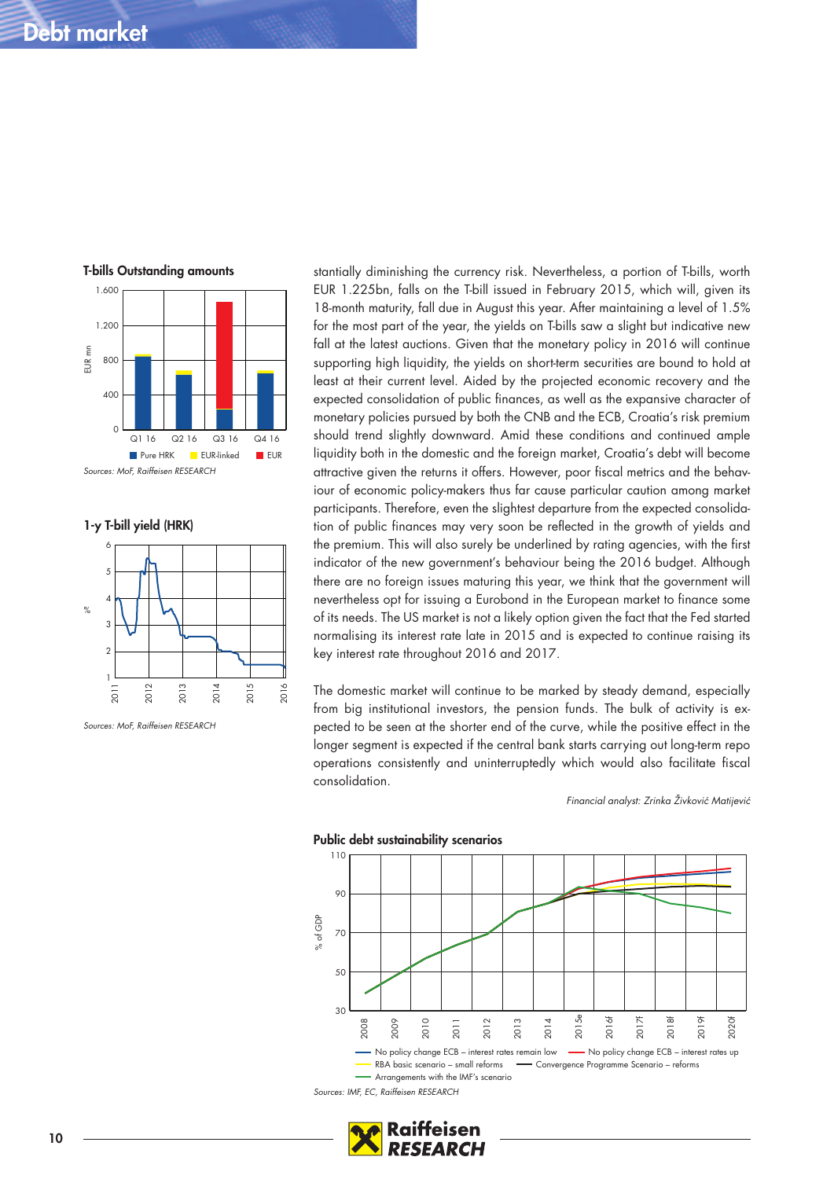# Debt market

**T-bills Outstanding amounts**

Sources: MoF, Raiffeisen RESEARCH

**1-y T-bill yield (HRK)**

Sources: MoF, Raiffeisen RESEARCH

stantially diminishing the currency risk. Nevertheless, a portion of T-bills, worth EUR 1.225bn, falls on the T-bill issued in February 2015, which will, given its 18-month maturity, fall due in August this year. After maintaining a level of 1.5% for the most part of the year, the yields on T-bills saw a slight but indicative new fall at the latest auctions. Given that the monetary policy in 2016 will continue supporting high liquidity, the yields on short-term securities are bound to hold at least at their current level. Aided by the projected economic recovery and the expected consolidation of public finances, as well as the expansive character of monetary policies pursued by both the CNB and the ECB, Croatia's risk premium should trend slightly downward. Amid these conditions and continued ample liquidity both in the domestic and the foreign market, Croatia's debt will become attractive given the returns it offers. However, poor fiscal metrics and the behaviour of economic policy-makers thus far cause particular caution among market participants. Therefore, even the slightest departure from the expected consolidation of public finances may very soon be reflected in the growth of yields and the premium. This will also surely be underlined by rating agencies, with the first indicator of the new government's behaviour being the 2016 budget. Although there are no foreign issues maturing this year, we think that the government will nevertheless opt for issuing a Eurobond in the European market to finance some of its needs. The US market is not a likely option given the fact that the Fed started normalising its interest rate late in 2015 and is expected to continue raising its key interest rate throughout 2016 and 2017.

The domestic market will continue to be marked by steady demand, especially from big institutional investors, the pension funds. The bulk of activity is expected to be seen at the shorter end of the curve, while the positive effect in the longer segment is expected if the central bank starts carrying out long-term repo operations consistently and uninterruptedly which would also facilitate fiscal consolidation.

*Financial analyst: Zrinka Živković Matijević*

**Public debt sustainability scenarios**

Sources: IMF, EC, Raiffeisen RESEARCH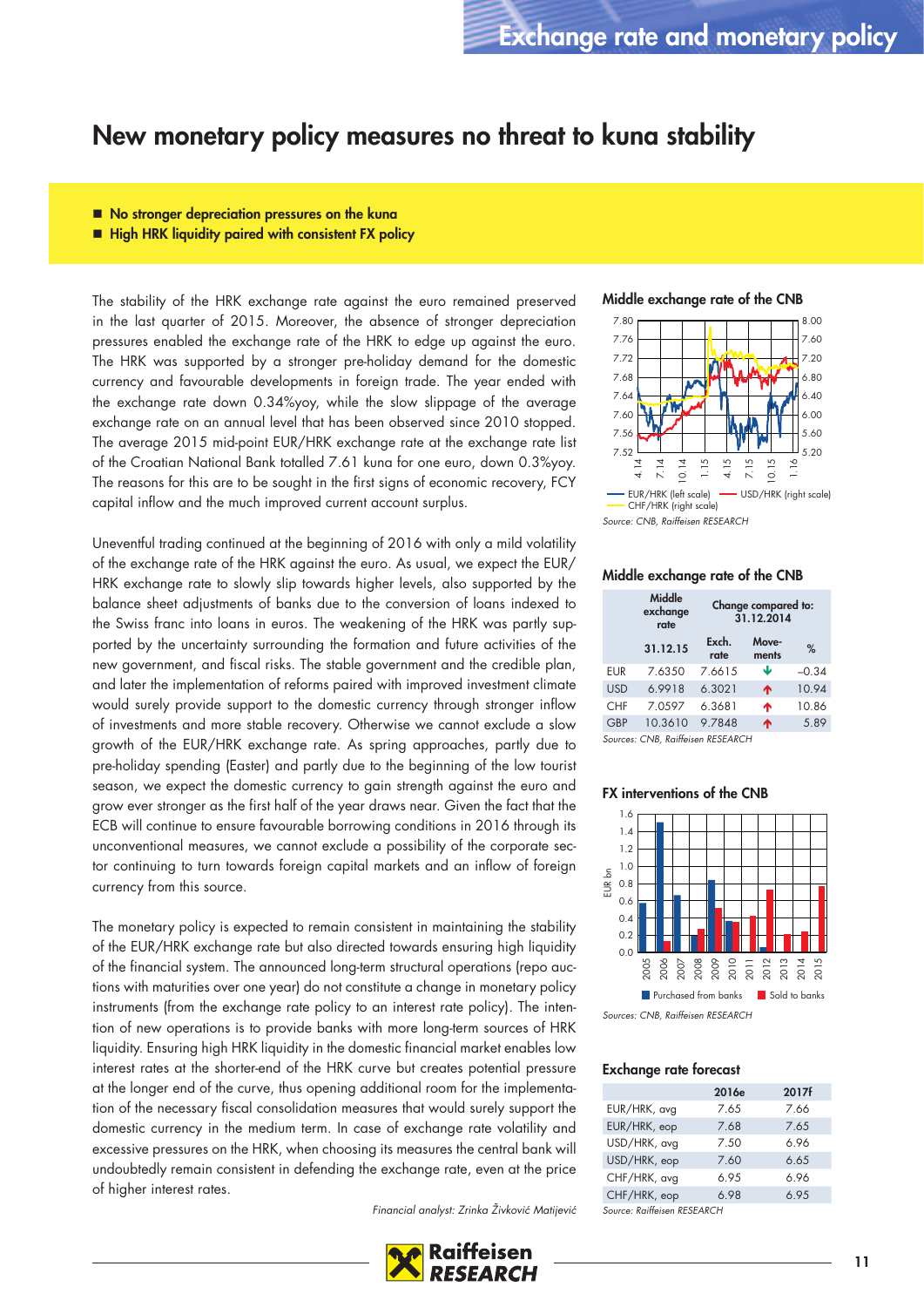# New monetary policy measures no threat to kuna stability

- No stronger depreciation pressures on the kuna
- High HRK liquidity paired with consistent FX policy

The stability of the HRK exchange rate against the euro remained preserved in the last quarter of 2015. Moreover, the absence of stronger depreciation pressures enabled the exchange rate of the HRK to edge up against the euro. The HRK was supported by a stronger pre-holiday demand for the domestic currency and favourable developments in foreign trade. The year ended with the exchange rate down 0.34%yoy, while the slow slippage of the average exchange rate on an annual level that has been observed since 2010 stopped. The average 2015 mid-point EUR/HRK exchange rate at the exchange rate list of the Croatian National Bank totalled 7.61 kuna for one euro, down 0.3%yoy. The reasons for this are to be sought in the first signs of economic recovery, FCY capital inflow and the much improved current account surplus.

Uneventful trading continued at the beginning of 2016 with only a mild volatility of the exchange rate of the HRK against the euro. As usual, we expect the EUR/HRK exchange rate to slowly slip towards higher levels, also supported by the balance sheet adjustments of banks due to the conversion of loans indexed to the Swiss franc into loans in euros. The weakening of the HRK was partly supported by the uncertainty surrounding the formation and future activities of the new government, and fiscal risks. The stable government and the credible plan, and later the implementation of reforms paired with improved investment climate would surely provide support to the domestic currency through stronger inflow of investments and more stable recovery. Otherwise we cannot exclude a slow growth of the EUR/HRK exchange rate. As spring approaches, partly due to pre-holiday spending (Easter) and partly due to the beginning of the low tourist season, we expect the domestic currency to gain strength against the euro and grow ever stronger as the first half of the year draws near. Given the fact that the ECB will continue to ensure favourable borrowing conditions in 2016 through its unconventional measures, we cannot exclude a possibility of the corporate sector continuing to turn towards foreign capital markets and an inflow of foreign currency from this source.

The monetary policy is expected to remain consistent in maintaining the stability of the EUR/HRK exchange rate but also directed towards ensuring high liquidity of the financial system. The announced long-term structural operations (repo auctions with maturities over one year) do not constitute a change in monetary policy instruments (from the exchange rate policy to an interest rate policy). The intention of new operations is to provide banks with more long-term sources of HRK liquidity. Ensuring high HRK liquidity in the domestic financial market enables low interest rates at the shorter-end of the HRK curve but creates potential pressure at the longer end of the curve, thus opening additional room for the implementation of the necessary fiscal consolidation measures that would surely support the domestic currency in the medium term. In case of exchange rate volatility and excessive pressures on the HRK, when choosing its measures the central bank will undoubtedly remain consistent in defending the exchange rate, even at the price of higher interest rates.

*Financial analyst: Zrinka Živković Matijević*

**Middle exchange rate of the CNB**

EUR/HRK (left scale) — USD/HRK (right scale) — CHF/HRK (right scale)

*Source: CNB, Raiffeisen RESEARCH*

**Middle exchange rate of the CNB**

| | Middle exchange rate | Change compared to: 31.12.2014 | | |
|---|---|---|---|---|
| | 31.12.15 | Exch. rate | Move-ments | % |
| EUR | 7.6350 | 7.6615 | ↓ | –0.34 |
| USD | 6.9918 | 6.3021 | ↑ | 10.94 |
| CHF | 7.0597 | 6.3681 | ↑ | 10.86 |
| GBP | 10.3610 | 9.7848 | ↑ | 5.89 |

*Sources: CNB, Raiffeisen RESEARCH*

**FX interventions of the CNB**

Purchased from banks — Sold to banks (EUR bn)

*Sources: CNB, Raiffeisen RESEARCH*

**Exchange rate forecast**

| | 2016e | 2017f |
|---|---|---|
| EUR/HRK, avg | 7.65 | 7.66 |
| EUR/HRK, eop | 7.68 | 7.65 |
| USD/HRK, avg | 7.50 | 6.96 |
| USD/HRK, eop | 7.60 | 6.65 |
| CHF/HRK, avg | 6.95 | 6.96 |
| CHF/HRK, eop | 6.98 | 6.95 |

*Source: Raiffeisen RESEARCH*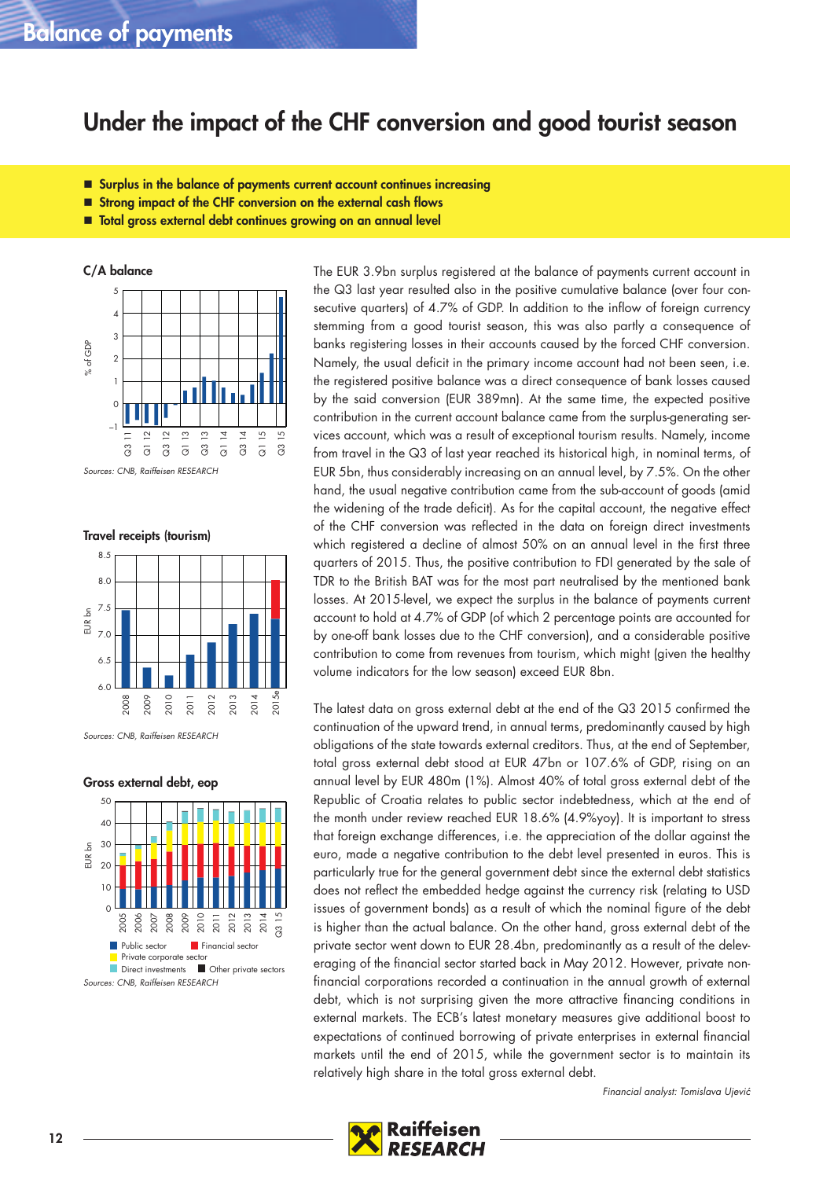# Under the impact of the CHF conversion and good tourist season

- **Surplus in the balance of payments current account continues increasing**
- **Strong impact of the CHF conversion on the external cash flows**
- **Total gross external debt continues growing on an annual level**

**C/A balance**

*Sources: CNB, Raiffeisen RESEARCH*

**Travel receipts (tourism)**

*Sources: CNB, Raiffeisen RESEARCH*

**Gross external debt, eop**

Public sector, Financial sector, Private corporate sector, Direct investments, Other private sectors

*Sources: CNB, Raiffeisen RESEARCH*

The EUR 3.9bn surplus registered at the balance of payments current account in the Q3 last year resulted also in the positive cumulative balance (over four consecutive quarters) of 4.7% of GDP. In addition to the inflow of foreign currency stemming from a good tourist season, this was also partly a consequence of banks registering losses in their accounts caused by the forced CHF conversion. Namely, the usual deficit in the primary income account had not been seen, i.e. the registered positive balance was a direct consequence of bank losses caused by the said conversion (EUR 389mn). At the same time, the expected positive contribution in the current account balance came from the surplus-generating services account, which was a result of exceptional tourism results. Namely, income from travel in the Q3 of last year reached its historical high, in nominal terms, of EUR 5bn, thus considerably increasing on an annual level, by 7.5%. On the other hand, the usual negative contribution came from the sub-account of goods (amid the widening of the trade deficit). As for the capital account, the negative effect of the CHF conversion was reflected in the data on foreign direct investments which registered a decline of almost 50% on an annual level in the first three quarters of 2015. Thus, the positive contribution to FDI generated by the sale of TDR to the British BAT was for the most part neutralised by the mentioned bank losses. At 2015-level, we expect the surplus in the balance of payments current account to hold at 4.7% of GDP (of which 2 percentage points are accounted for by one-off bank losses due to the CHF conversion), and a considerable positive contribution to come from revenues from tourism, which might (given the healthy volume indicators for the low season) exceed EUR 8bn.

The latest data on gross external debt at the end of the Q3 2015 confirmed the continuation of the upward trend, in annual terms, predominantly caused by high obligations of the state towards external creditors. Thus, at the end of September, total gross external debt stood at EUR 47bn or 107.6% of GDP, rising on an annual level by EUR 480m (1%). Almost 40% of total gross external debt of the Republic of Croatia relates to public sector indebtedness, which at the end of the month under review reached EUR 18.6% (4.9%yoy). It is important to stress that foreign exchange differences, i.e. the appreciation of the dollar against the euro, made a negative contribution to the debt level presented in euros. This is particularly true for the general government debt since the external debt statistics does not reflect the embedded hedge against the currency risk (relating to USD issues of government bonds) as a result of which the nominal figure of the debt is higher than the actual balance. On the other hand, gross external debt of the private sector went down to EUR 28.4bn, predominantly as a result of the deleveraging of the financial sector started back in May 2012. However, private non-financial corporations recorded a continuation in the annual growth of external debt, which is not surprising given the more attractive financing conditions in external markets. The ECB's latest monetary measures give additional boost to expectations of continued borrowing of private enterprises in external financial markets until the end of 2015, while the government sector is to maintain its relatively high share in the total gross external debt.

*Financial analyst: Tomislava Ujević*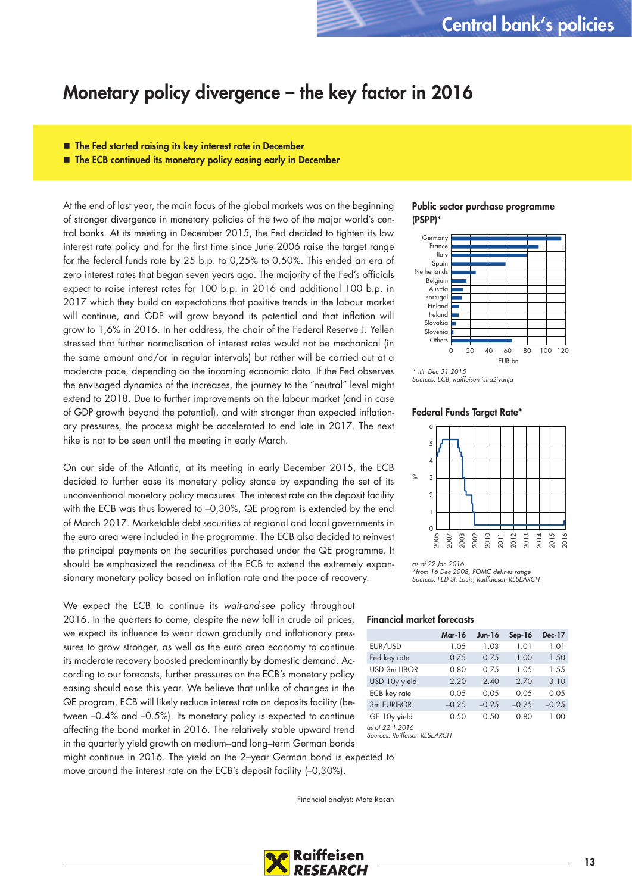# Monetary policy divergence – the key factor in 2016

- **The Fed started raising its key interest rate in December**
- **The ECB continued its monetary policy easing early in December**

At the end of last year, the main focus of the global markets was on the beginning of stronger divergence in monetary policies of the two of the major world's central banks. At its meeting in December 2015, the Fed decided to tighten its low interest rate policy and for the first time since June 2006 raise the target range for the federal funds rate by 25 b.p. to 0,25% to 0,50%. This ended an era of zero interest rates that began seven years ago. The majority of the Fed's officials expect to raise interest rates for 100 b.p. in 2016 and additional 100 b.p. in 2017 which they build on expectations that positive trends in the labour market will continue, and GDP will grow beyond its potential and that inflation will grow to 1,6% in 2016. In her address, the chair of the Federal Reserve J. Yellen stressed that further normalisation of interest rates would not be mechanical (in the same amount and/or in regular intervals) but rather will be carried out at a moderate pace, depending on the incoming economic data. If the Fed observes the envisaged dynamics of the increases, the journey to the "neutral" level might extend to 2018. Due to further improvements on the labour market (and in case of GDP growth beyond the potential), and with stronger than expected inflationary pressures, the process might be accelerated to end late in 2017. The next hike is not to be seen until the meeting in early March.

On our side of the Atlantic, at its meeting in early December 2015, the ECB decided to further ease its monetary policy stance by expanding the set of its unconventional monetary policy measures. The interest rate on the deposit facility with the ECB was thus lowered to –0,30%, QE program is extended by the end of March 2017. Marketable debt securities of regional and local governments in the euro area were included in the programme. The ECB also decided to reinvest the principal payments on the securities purchased under the QE programme. It should be emphasized the readiness of the ECB to extend the extremely expansionary monetary policy based on inflation rate and the pace of recovery.

We expect the ECB to continue its *wait-and-see* policy throughout 2016. In the quarters to come, despite the new fall in crude oil prices, we expect its influence to wear down gradually and inflationary pressures to grow stronger, as well as the euro area economy to continue its moderate recovery boosted predominantly by domestic demand. According to our forecasts, further pressures on the ECB's monetary policy easing should ease this year. We believe that unlike of changes in the QE program, ECB will likely reduce interest rate on deposits facility (between –0.4% and –0.5%). Its monetary policy is expected to continue affecting the bond market in 2016. The relatively stable upward trend in the quarterly yield growth on medium–and long–term German bonds might continue in 2016. The yield on the 2–year German bond is expected to move around the interest rate on the ECB's deposit facility (–0,30%).

Financial analyst: Mate Rosan

**Public sector purchase programme (PSPP)***

\* till Dec 31 2015
Sources: ECB, Raiffeisen istraživanja

**Federal Funds Target Rate***

as of 22 Jan 2016
\*from 16 Dec 2008, FOMC defines range
Sources: FED St. Louis, Raiffeisen RESEARCH

**Financial market forecasts**

| | Mar-16 | Jun-16 | Sep-16 | Dec-17 |
|---|---|---|---|---|
| EUR/USD | 1.05 | 1.03 | 1.01 | 1.01 |
| Fed key rate | 0.75 | 0.75 | 1.00 | 1.50 |
| USD 3m LIBOR | 0.80 | 0.75 | 1.05 | 1.55 |
| USD 10y yield | 2.20 | 2.40 | 2.70 | 3.10 |
| ECB key rate | 0.05 | 0.05 | 0.05 | 0.05 |
| 3m EURIBOR | –0.25 | –0.25 | –0.25 | –0.25 |
| GE 10y yield | 0.50 | 0.50 | 0.80 | 1.00 |

as of 22.1.2016
Sources: Raiffeisen RESEARCH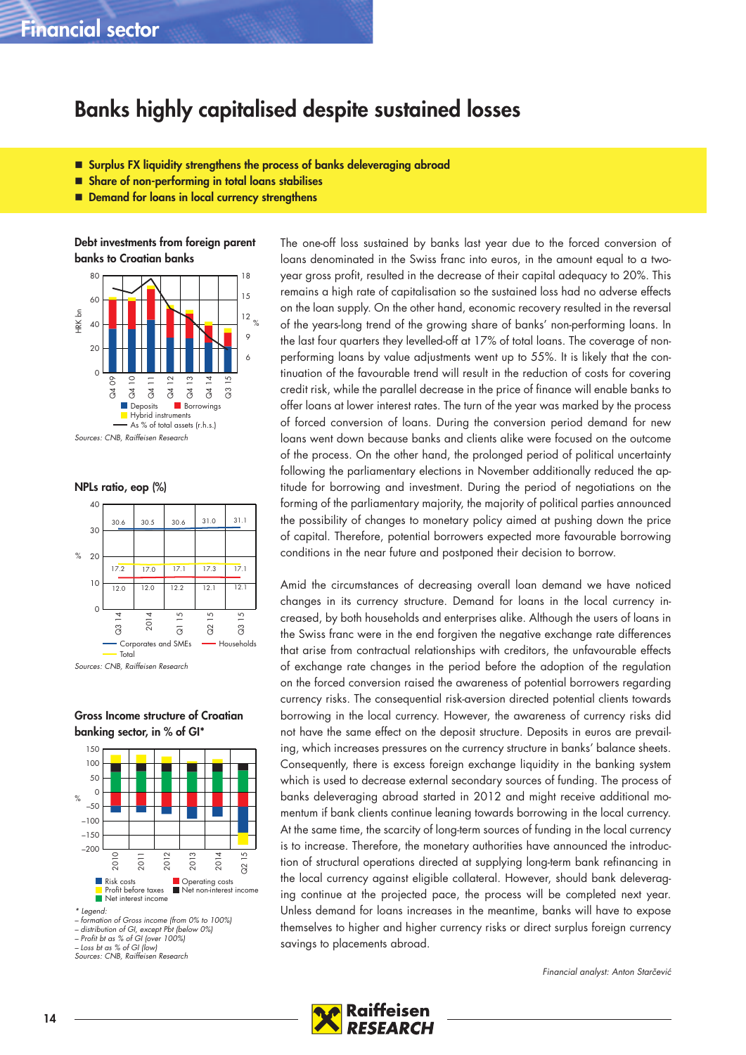# Banks highly capitalised despite sustained losses

- Surplus FX liquidity strengthens the process of banks deleveraging abroad
- Share of non-performing loans in total loans stabilises
- Demand for loans in local currency strengthens

**Debt investments from foreign parent banks to Croatian banks**

Sources: CNB, Raiffeisen Research

**NPLs ratio, eop (%)**

Sources: CNB, Raiffeisen Research

**Gross Income structure of Croatian banking sector, in % of GI***

\* Legend:
– formation of Gross income (from 0% to 100%)
– distribution of GI, except Pbt (below 0%)
– Profit bt as % of GI (over 100%)
– Loss bt as % of GI (low)
Sources: CNB, Raiffeisen Research

The one-off loss sustained by banks last year due to the forced conversion of loans denominated in the Swiss franc into euros, in the amount equal to a two-year gross profit, resulted in the decrease of their capital adequacy to 20%. This remains a high rate of capitalisation so the sustained loss had no adverse effects on the loan supply. On the other hand, economic recovery resulted in the reversal of the years-long trend of the growing share of banks' non-performing loans. In the last four quarters they levelled-off at 17% of total loans. The coverage of non-performing loans by value adjustments went up to 55%. It is likely that the continuation of the favourable trend will result in the reduction of costs for covering credit risk, while the parallel decrease in the price of finance will enable banks to offer loans at lower interest rates. The turn of the year was marked by the process of forced conversion of loans. During the conversion period demand for new loans went down because banks and clients alike were focused on the outcome of the process. On the other hand, the prolonged period of political uncertainty following the parliamentary elections in November additionally reduced the aptitude for borrowing and investment. During the period of negotiations on the forming of the parliamentary majority, the majority of political parties announced the possibility of changes to monetary policy aimed at pushing down the price of capital. Therefore, potential borrowers expected more favourable borrowing conditions in the near future and postponed their decision to borrow.

Amid the circumstances of decreasing overall loan demand we have noticed changes in its currency structure. Demand for loans in the local currency increased, by both households and enterprises alike. Although the users of loans in the Swiss franc were in the end forgiven the negative exchange rate differences that arise from contractual relationships with creditors, the unfavourable effects of exchange rate changes in the period before the adoption of the regulation on the forced conversion raised the awareness of potential borrowers regarding currency risks. The consequential risk-aversion directed potential clients towards borrowing in the local currency. However, the awareness of currency risks did not have the same effect on the deposit structure. Deposits in euros are prevailing, which increases pressures on the currency structure in banks' balance sheets. Consequently, there is excess foreign exchange liquidity in the banking system which is used to decrease external secondary sources of funding. The process of banks deleveraging abroad started in 2012 and might receive additional momentum if bank clients continue leaning towards borrowing in the local currency. At the same time, the scarcity of long-term sources of funding in the local currency is to increase. Therefore, the monetary authorities have announced the introduction of structural operations directed at supplying long-term bank refinancing in the local currency against eligible collateral. However, should bank deleveraging continue at the projected pace, the process will be completed next year. Unless demand for loans increases in the meantime, banks will have to expose themselves to higher and higher currency risks or direct surplus foreign currency savings to placements abroad.

*Financial analyst: Anton Starčević*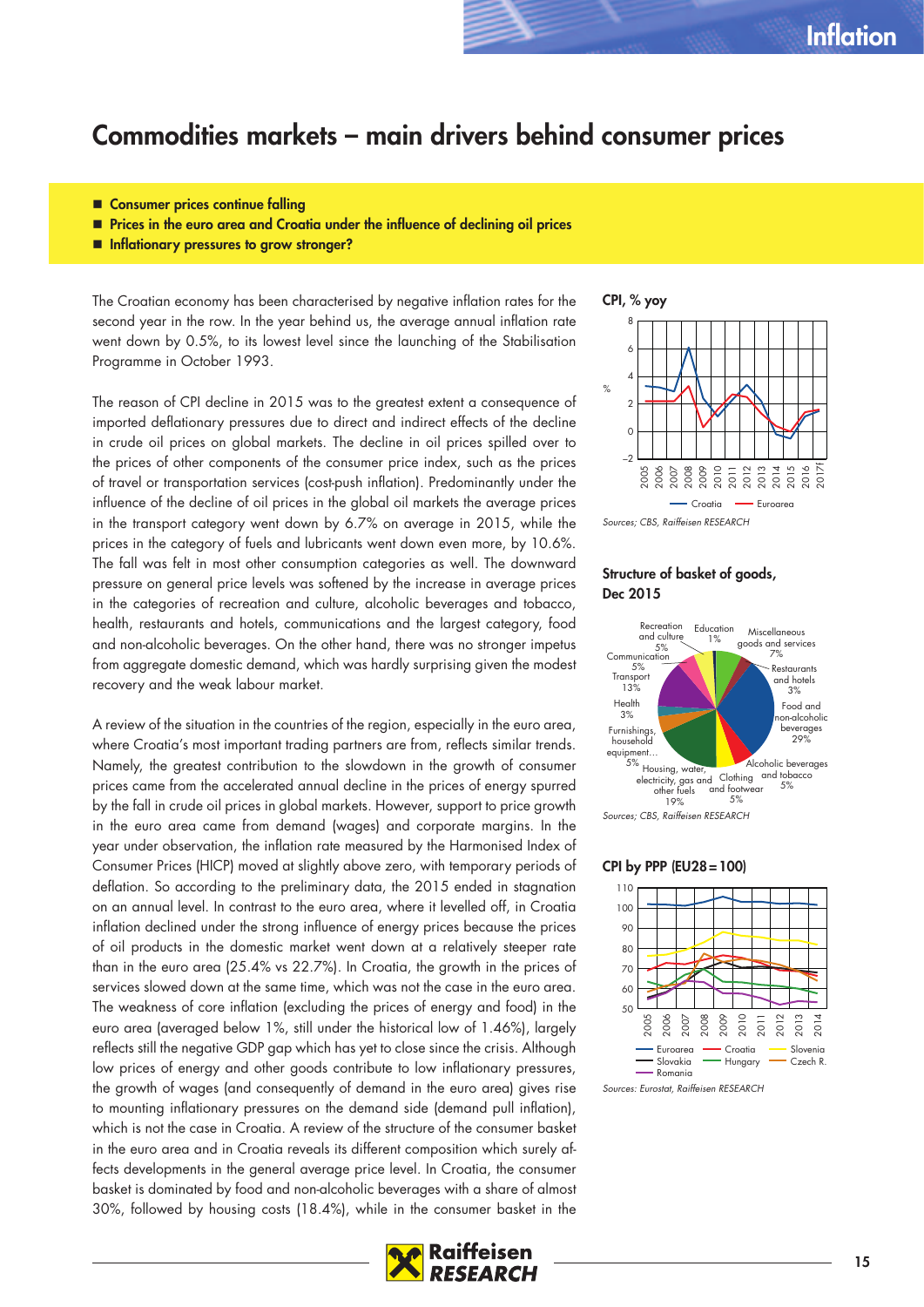# Commodities markets – main drivers behind consumer prices

- **Consumer prices continue falling**
- **Prices in the euro area and Croatia under the influence of declining oil prices**
- **Inflationary pressures to grow stronger?**

The Croatian economy has been characterised by negative inflation rates for the second year in the row. In the year behind us, the average annual inflation rate went down by 0.5%, to its lowest level since the launching of the Stabilisation Programme in October 1993.

The reason of CPI decline in 2015 was to the greatest extent a consequence of imported deflationary pressures due to direct and indirect effects of the decline in crude oil prices on global markets. The decline in oil prices spilled over to the prices of other components of the consumer price index, such as the prices of travel or transportation services (cost-push inflation). Predominantly under the influence of the decline of oil prices in the global oil markets the average prices in the transport category went down by 6.7% on average in 2015, while the prices in the category of fuels and lubricants went down even more, by 10.6%. The fall was felt in most other consumption categories as well. The downward pressure on general price levels was softened by the increase in average prices in the categories of recreation and culture, alcoholic beverages and tobacco, health, restaurants and hotels, communications and the largest category, food and non-alcoholic beverages. On the other hand, there was no stronger impetus from aggregate domestic demand, which was hardly surprising given the modest recovery and the weak labour market.

A review of the situation in the countries of the region, especially in the euro area, where Croatia's most important trading partners are from, reflects similar trends. Namely, the greatest contribution to the slowdown in the growth of consumer prices came from the accelerated annual decline in the prices of energy spurred by the fall in crude oil prices in global markets. However, support to price growth in the euro area came from demand (wages) and corporate margins. In the year under observation, the inflation rate measured by the Harmonised Index of Consumer Prices (HICP) moved at slightly above zero, with temporary periods of deflation. So according to the preliminary data, the 2015 ended in stagnation on an annual level. In contrast to the euro area, where it levelled off, in Croatia inflation declined under the strong influence of energy prices because the prices of oil products in the domestic market went down at a relatively steeper rate than in the euro area (25.4% vs 22.7%). In Croatia, the growth in the prices of services slowed down at the same time, which was not the case in the euro area. The weakness of core inflation (excluding the prices of energy and food) in the euro area (averaged below 1%, still under the historical low of 1.46%), largely reflects still the negative GDP gap which has yet to close since the crisis. Although low prices of energy and other goods contribute to low inflationary pressures, the growth of wages (and consequently of demand in the euro area) gives rise to mounting inflationary pressures on the demand side (demand pull inflation), which is not the case in Croatia. A review of the structure of the consumer basket in the euro area and in Croatia reveals its different composition which surely affects developments in the general average price level. In Croatia, the consumer basket is dominated by food and non-alcoholic beverages with a share of almost 30%, followed by housing costs (18.4%), while in the consumer basket in the

**CPI, % yoy**

*Sources; CBS, Raiffeisen RESEARCH*

**Structure of basket of goods, Dec 2015**

*Sources; CBS, Raiffeisen RESEARCH*

**CPI by PPP (EU28=100)**

*Sources: Eurostat, Raiffeisen RESEARCH*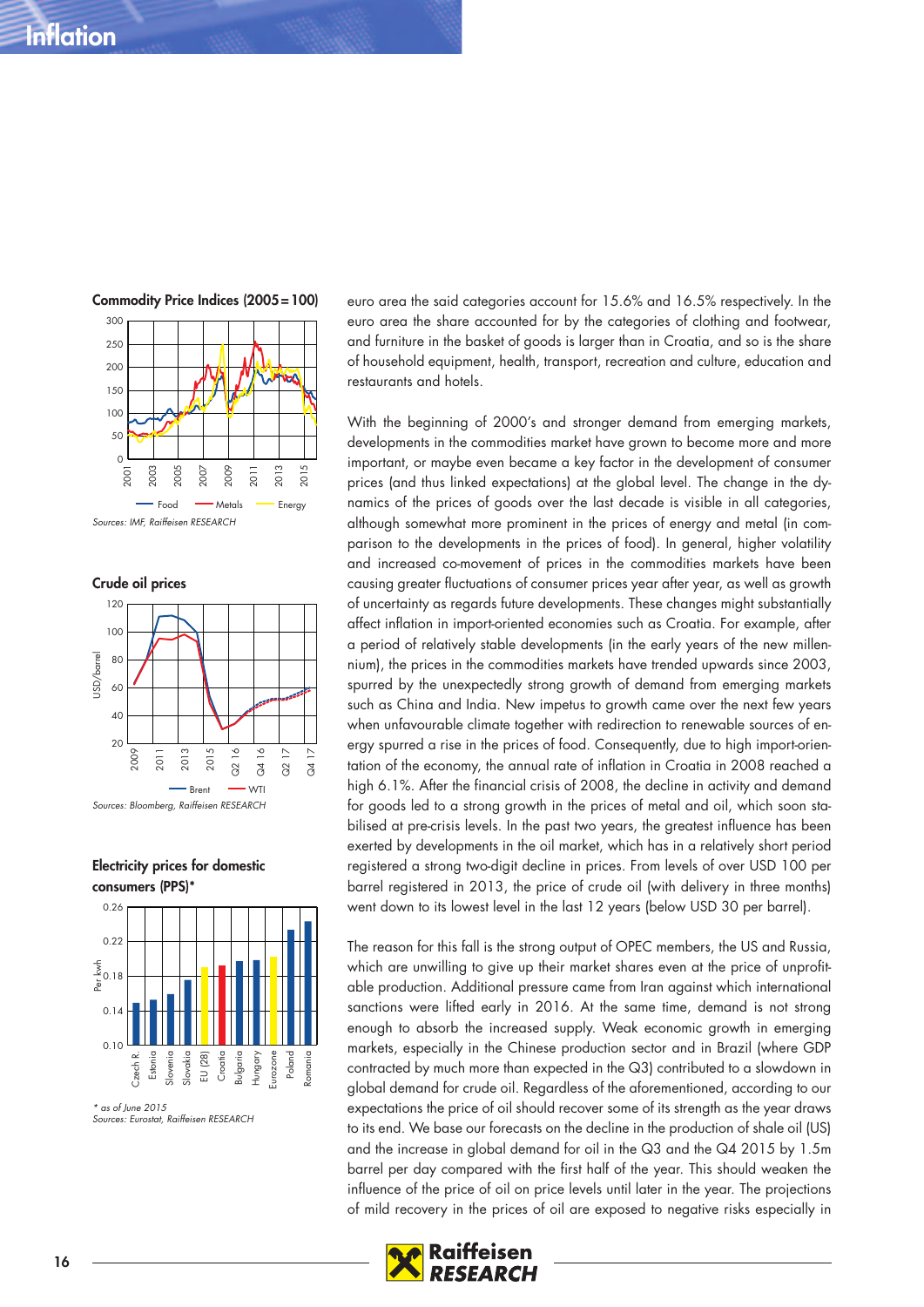## Inflation

**Commodity Price Indices (2005=100)**

Food · Metals · Energy

*Sources: IMF, Raiffeisen RESEARCH*

**Crude oil prices**

Brent · WTI

*Sources: Bloomberg, Raiffeisen RESEARCH*

**Electricity prices for domestic consumers (PPS)***

Czech R., Estonia, Slovenia, Slovakia, EU (28), Croatia, Bulgaria, Hungary, Eurozone, Poland, Romania

*\* as of June 2015*
*Sources: Eurostat, Raiffeisen RESEARCH*

euro area the said categories account for 15.6% and 16.5% respectively. In the euro area the share accounted for by the categories of clothing and footwear, and furniture in the basket of goods is larger than in Croatia, and so is the share of household equipment, health, transport, recreation and culture, education and restaurants and hotels.

With the beginning of 2000's and stronger demand from emerging markets, developments in the commodities market have grown to become more and more important, or maybe even became a key factor in the development of consumer prices (and thus linked expectations) at the global level. The change in the dynamics of the prices of goods over the last decade is visible in all categories, although somewhat more prominent in the prices of energy and metal (in comparison to the developments in the prices of food). In general, higher volatility and increased co-movement of prices in the commodities markets have been causing greater fluctuations of consumer prices year after year, as well as growth of uncertainty as regards future developments. These changes might substantially affect inflation in import-oriented economies such as Croatia. For example, after a period of relatively stable developments (in the early years of the new millennium), the prices in the commodities markets have trended upwards since 2003, spurred by the unexpectedly strong growth of demand from emerging markets such as China and India. New impetus to growth came over the next few years when unfavourable climate together with redirection to renewable sources of energy spurred a rise in the prices of food. Consequently, due to high import-orientation of the economy, the annual rate of inflation in Croatia in 2008 reached a high 6.1%. After the financial crisis of 2008, the decline in activity and demand for goods led to a strong growth in the prices of metal and oil, which soon stabilised at pre-crisis levels. In the past two years, the greatest influence has been exerted by developments in the oil market, which has in a relatively short period registered a strong two-digit decline in prices. From levels of over USD 100 per barrel registered in 2013, the price of crude oil (with delivery in three months) went down to its lowest level in the last 12 years (below USD 30 per barrel).

The reason for this fall is the strong output of OPEC members, the US and Russia, which are unwilling to give up their market shares even at the price of unprofitable production. Additional pressure came from Iran against which international sanctions were lifted early in 2016. At the same time, demand is not strong enough to absorb the increased supply. Weak economic growth in emerging markets, especially in the Chinese production sector and in Brazil (where GDP contracted by much more than expected in the Q3) contributed to a slowdown in global demand for crude oil. Regardless of the aforementioned, according to our expectations the price of oil should recover some of its strength as the year draws to its end. We base our forecasts on the decline in the production of shale oil (US) and the increase in global demand for oil in the Q3 and the Q4 2015 by 1.5m barrel per day compared with the first half of the year. This should weaken the influence of the price of oil on price levels until later in the year. The projections of mild recovery in the prices of oil are exposed to negative risks especially in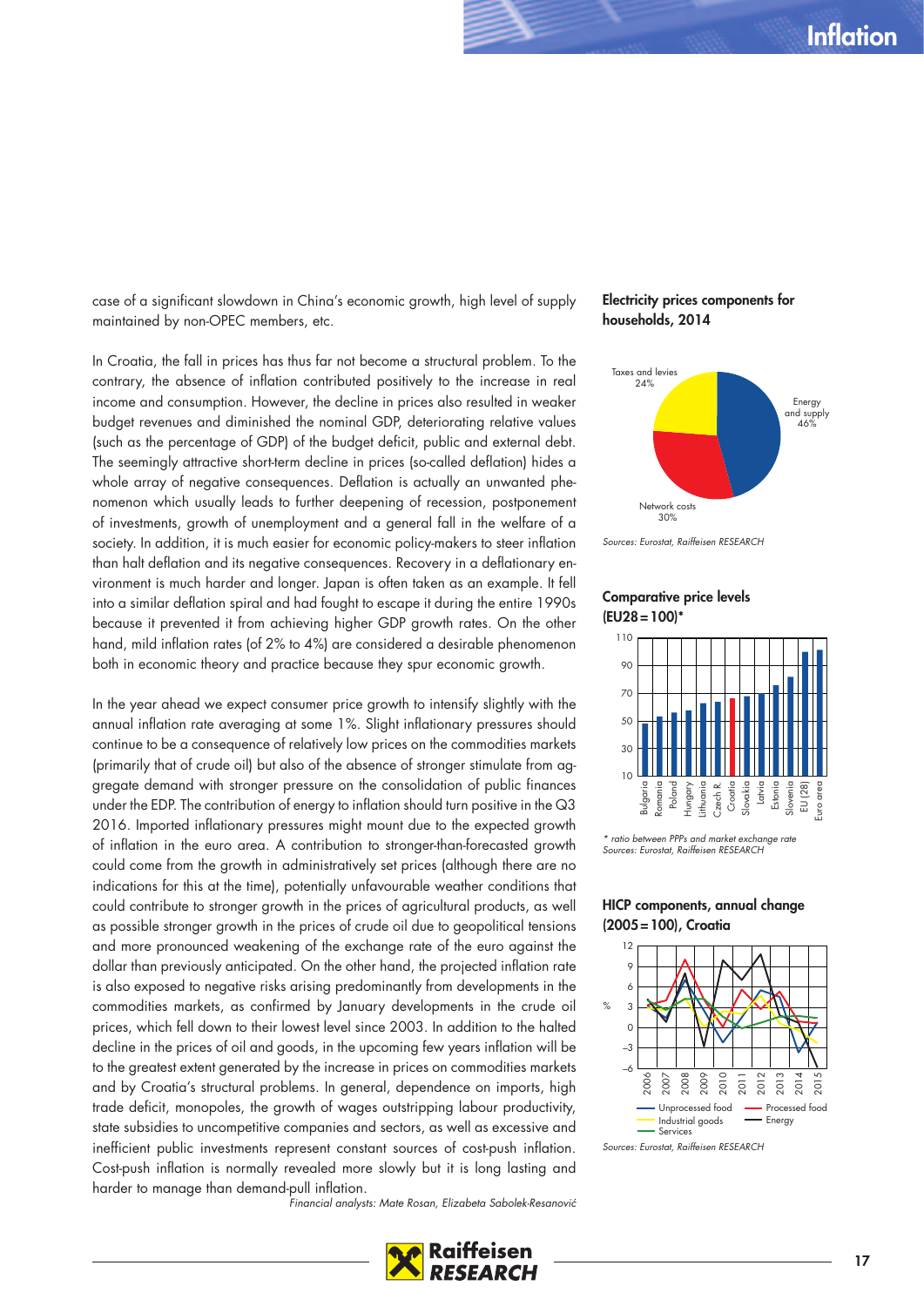case of a significant slowdown in China's economic growth, high level of supply maintained by non-OPEC members, etc.

In Croatia, the fall in prices has thus far not become a structural problem. To the contrary, the absence of inflation contributed positively to the increase in real income and consumption. However, the decline in prices also resulted in weaker budget revenues and diminished the nominal GDP, deteriorating relative values (such as the percentage of GDP) of the budget deficit, public and external debt. The seemingly attractive short-term decline in prices (so-called deflation) hides a whole array of negative consequences. Deflation is actually an unwanted phenomenon which usually leads to further deepening of recession, postponement of investments, growth of unemployment and a general fall in the welfare of a society. In addition, it is much easier for economic policy-makers to steer inflation than halt deflation and its negative consequences. Recovery in a deflationary environment is much harder and longer. Japan is often taken as an example. It fell into a similar deflation spiral and had fought to escape it during the entire 1990s because it prevented it from achieving higher GDP growth rates. On the other hand, mild inflation rates (of 2% to 4%) are considered a desirable phenomenon both in economic theory and practice because they spur economic growth.

In the year ahead we expect consumer price growth to intensify slightly with the annual inflation rate averaging at some 1%. Slight inflationary pressures should continue to be a consequence of relatively low prices on the commodities markets (primarily that of crude oil) but also of the absence of stronger stimulate from aggregate demand with stronger pressure on the consolidation of public finances under the EDP. The contribution of energy to inflation should turn positive in the Q3 2016. Imported inflationary pressures might mount due to the expected growth of inflation in the euro area. A contribution to stronger-than-forecasted growth could come from the growth in administratively set prices (although there are no indications for this at the time), potentially unfavourable weather conditions that could contribute to stronger growth in the prices of agricultural products, as well as possible stronger growth in the prices of crude oil due to geopolitical tensions and more pronounced weakening of the exchange rate of the euro against the dollar than previously anticipated. On the other hand, the projected inflation rate is also exposed to negative risks arising predominantly from developments in the commodities markets, as confirmed by January developments in the crude oil prices, which fell down to their lowest level since 2003. In addition to the halted decline in the prices of oil and goods, in the upcoming few years inflation will be to the greatest extent generated by the increase in prices on commodities markets and by Croatia's structural problems. In general, dependence on imports, high trade deficit, monopoles, the growth of wages outstripping labour productivity, state subsidies to uncompetitive companies and sectors, as well as excessive and inefficient public investments represent constant sources of cost-push inflation. Cost-push inflation is normally revealed more slowly but it is long lasting and harder to manage than demand-pull inflation.

*Financial analysts: Mate Rosan, Elizabeta Sabolek-Resanović*

**Electricity prices components for households, 2014**

Taxes and levies 24%; Energy and supply 46%; Network costs 30%

*Sources: Eurostat, Raiffeisen RESEARCH*

**Comparative price levels (EU28=100)***

Bulgaria, Romania, Poland, Hungary, Lithuania, Czech R., Croatia, Slovakia, Latvia, Estonia, Slovenia, EU (28), Euro area

\* *ratio between PPPs and market exchange rate*
*Sources: Eurostat, Raiffeisen RESEARCH*

**HICP components, annual change (2005=100), Croatia**

Unprocessed food; Processed food; Industrial goods; Energy; Services

*Sources: Eurostat, Raiffeisen RESEARCH*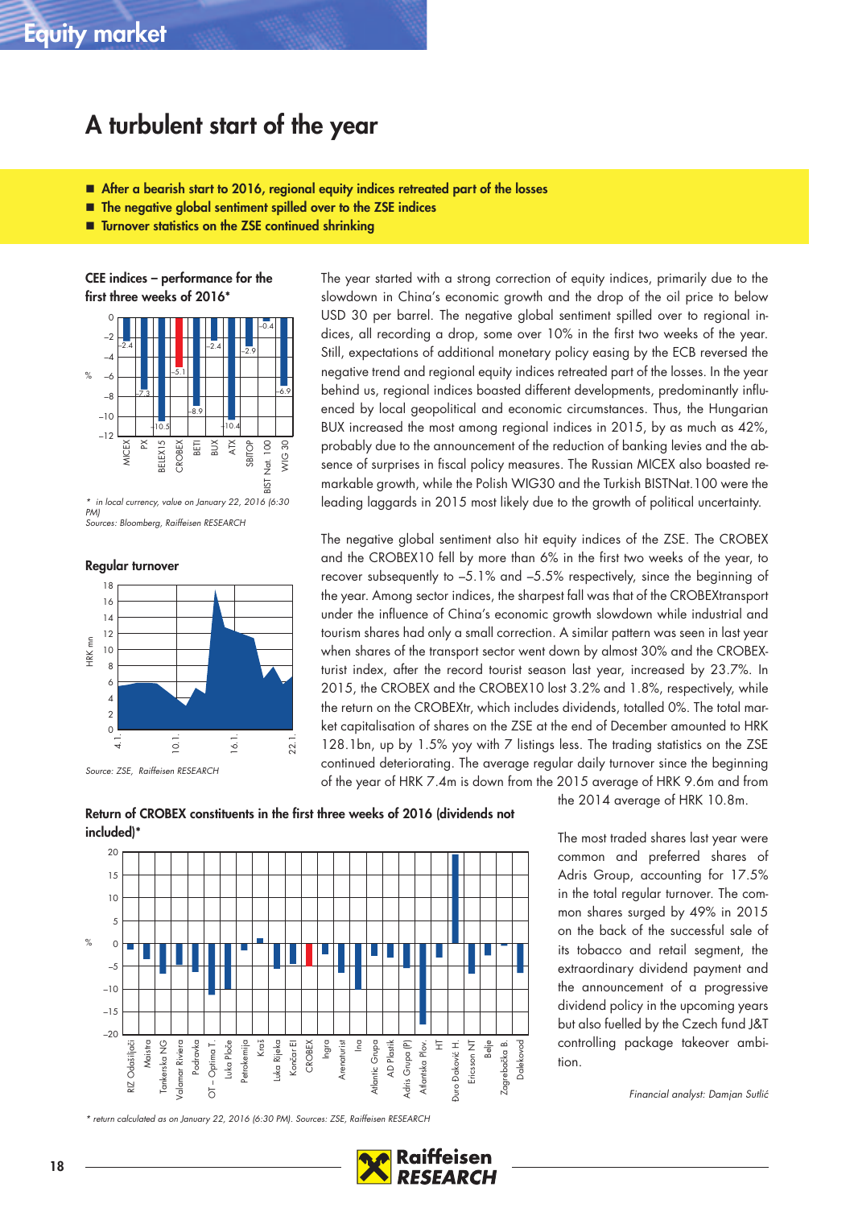# A turbulent start of the year

- After a bearish start to 2016, regional equity indices retreated part of the losses
- The negative global sentiment spilled over to the ZSE indices
- Turnover statistics on the ZSE continued shrinking

**CEE indices – performance for the first three weeks of 2016***

| Index | % |
|---|---|
| MICEX | −2.4 |
| PX | −7.3 |
| BELEX15 | −10.5 |
| CROBEX | −5.1 |
| BETI | −8.9 |
| BUX | −2.4 |
| ATX | −10.4 |
| SBITOP | −2.9 |
| BIST Nat. 100 | −0.4 |
| WIG 30 | −6.9 |

*\* in local currency, value on January 22, 2016 (6:30 PM)*
*Sources: Bloomberg, Raiffeisen RESEARCH*

**Regular turnover**

*Source: ZSE, Raiffeisen RESEARCH*

The year started with a strong correction of equity indices, primarily due to the slowdown in China's economic growth and the drop of the oil price to below USD 30 per barrel. The negative global sentiment spilled over to regional indices, all recording a drop, some over 10% in the first two weeks of the year. Still, expectations of additional monetary policy easing by the ECB reversed the negative trend and regional equity indices retreated part of the losses. In the year behind us, regional indices boasted different developments, predominantly influenced by local geopolitical and economic circumstances. Thus, the Hungarian BUX increased the most among regional indices in 2015, by as much as 42%, probably due to the announcement of the reduction of banking levies and the absence of surprises in fiscal policy measures. The Russian MICEX also boasted remarkable growth, while the Polish WIG30 and the Turkish BISTNat.100 were the leading laggards in 2015 most likely due to the growth of political uncertainty.

The negative global sentiment also hit equity indices of the ZSE. The CROBEX and the CROBEX10 fell by more than 6% in the first two weeks of the year, to recover subsequently to –5.1% and –5.5% respectively, since the beginning of the year. Among sector indices, the sharpest fall was that of the CROBEXtransport under the influence of China's economic growth slowdown while industrial and tourism shares had only a small correction. A similar pattern was seen in last year when shares of the transport sector went down by almost 30% and the CROBEXturist index, after the record tourist season last year, increased by 23.7%. In 2015, the CROBEX and the CROBEX10 lost 3.2% and 1.8%, respectively, while the return on the CROBEXtr, which includes dividends, totalled 0%. The total market capitalisation of shares on the ZSE at the end of December amounted to HRK 128.1bn, up by 1.5% yoy with 7 listings less. The trading statistics on the ZSE continued deteriorating. The average regular daily turnover since the beginning of the year of HRK 7.4m is down from the 2015 average of HRK 9.6m and from the 2014 average of HRK 10.8m.

**Return of CROBEX constituents in the first three weeks of 2016 (dividends not included)***

*\* return calculated as on January 22, 2016 (6:30 PM). Sources: ZSE, Raiffeisen RESEARCH*

The most traded shares last year were common and preferred shares of Adris Group, accounting for 17.5% in the total regular turnover. The common shares surged by 49% in 2015 on the back of the successful sale of its tobacco and retail segment, the extraordinary dividend payment and the announcement of a progressive dividend policy in the upcoming years but also fuelled by the Czech fund J&T controlling package takeover ambition.

*Financial analyst: Damjan Sutlić*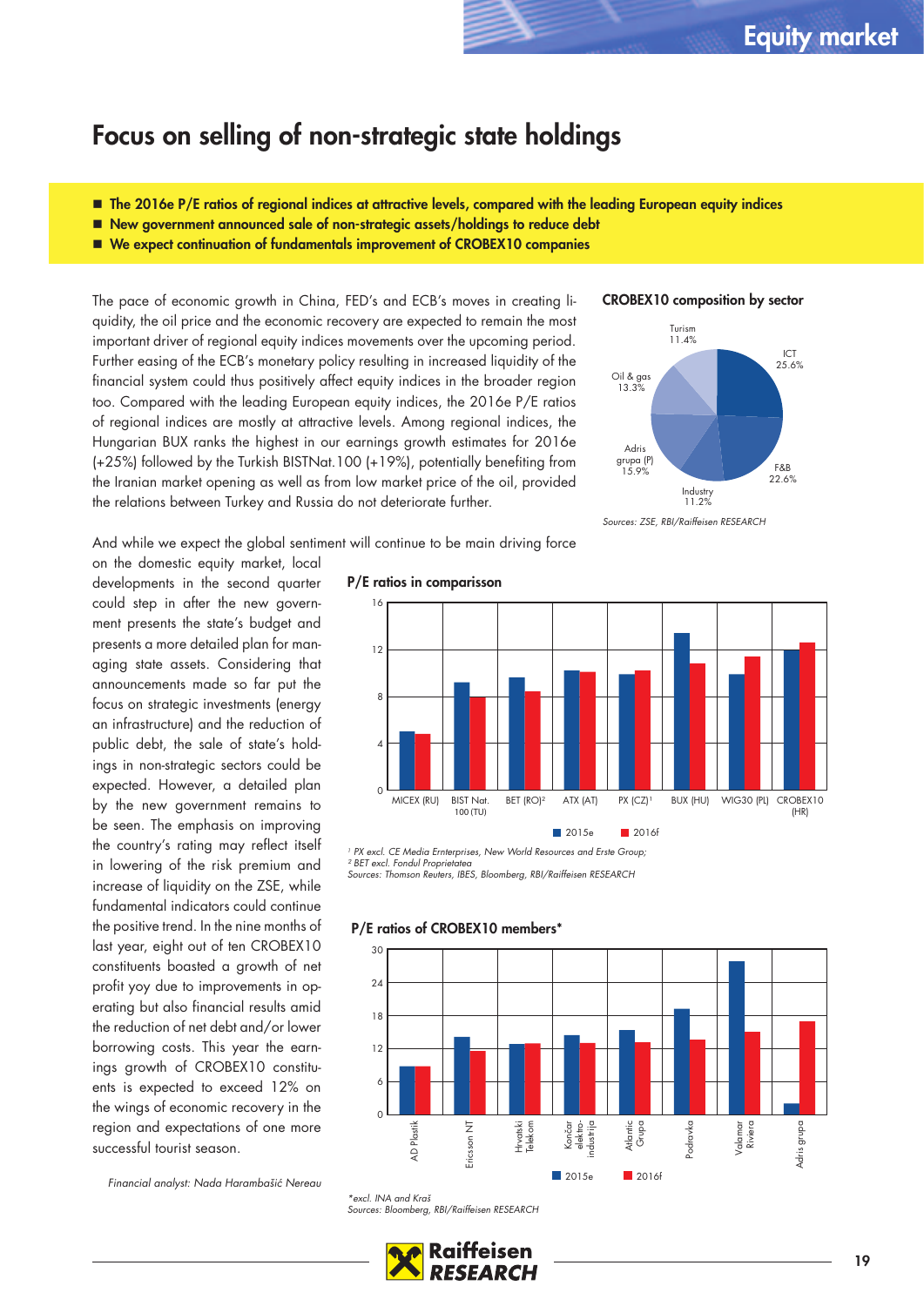# Focus on selling of non-strategic state holdings

- **The 2016e P/E ratios of regional indices at attractive levels, compared with the leading European equity indices**
- **New government announced sale of non-strategic assets/holdings to reduce debt**
- **We expect continuation of fundamentals improvement of CROBEX10 companies**

The pace of economic growth in China, FED's and ECB's moves in creating liquidity, the oil price and the economic recovery are expected to remain the most important driver of regional equity indices movements over the upcoming period. Further easing of the ECB's monetary policy resulting in increased liquidity of the financial system could thus positively affect equity indices in the broader region too. Compared with the leading European equity indices, the 2016e P/E ratios of regional indices are mostly at attractive levels. Among regional indices, the Hungarian BUX ranks the highest in our earnings growth estimates for 2016e (+25%) followed by the Turkish BISTNat.100 (+19%), potentially benefiting from the Iranian market opening as well as from low market price of the oil, provided the relations between Turkey and Russia do not deteriorate further.

And while we expect the global sentiment will continue to be main driving force on the domestic equity market, local developments in the second quarter could step in after the new government presents the state's budget and presents a more detailed plan for managing state assets. Considering that the announcements made so far put the focus on strategic investments (energy an infrastructure) and the reduction of public debt, the sale of state's holdings in non-strategic sectors could be expected. However, a detailed plan by the new government remains to be seen. The emphasis on improving the country's rating may reflect itself in lowering of the risk premium and increase of liquidity on the ZSE, while fundamental indicators could continue the positive trend. In the nine months of last year, eight out of ten CROBEX10 constituents boasted a growth of net profit yoy due to improvements in operating but also financial results amid the reduction of net debt and/or lower borrowing costs. This year the earnings growth of CROBEX10 constituents is expected to exceed 12% on the wings of economic recovery in the region and expectations of one more successful tourist season.

*Financial analyst: Nada Harambašić Nereau*

**CROBEX10 composition by sector**

| Sector | Share |
|---|---|
| ICT | 25.6% |
| F&B | 22.6% |
| Industry | 11.2% |
| Adris grupa (P) | 15.9% |
| Oil & gas | 13.3% |
| Turism | 11.4% |

*Sources: ZSE, RBI/Raiffeisen RESEARCH*

**P/E ratios in comparisson**

MICEX (RU), BIST Nat. 100 (TU), BET (RO)[2], ATX (AT), PX (CZ)[1], BUX (HU), WIG30 (PL), CROBEX10 (HR); series: 2015e, 2016f

*[1] PX excl. CE Media Erterprises, New World Resources and Erste Group;*
*[2] BET excl. Fondul Proprietatea*
*Sources: Thomson Reuters, IBES, Bloomberg, RBI/Raiffeisen RESEARCH*

**P/E ratios of CROBEX10 members***

AD Plastik, Ericsson NT, Hrvatski Telekom, Končar elektroindustrija, Atlantic Grupa, Podravka, Valamar Riviera, Adris grupa; series: 2015e, 2016f

*\*excl. INA and Kraš*
*Sources: Bloomberg, RBI/Raiffeisen RESEARCH*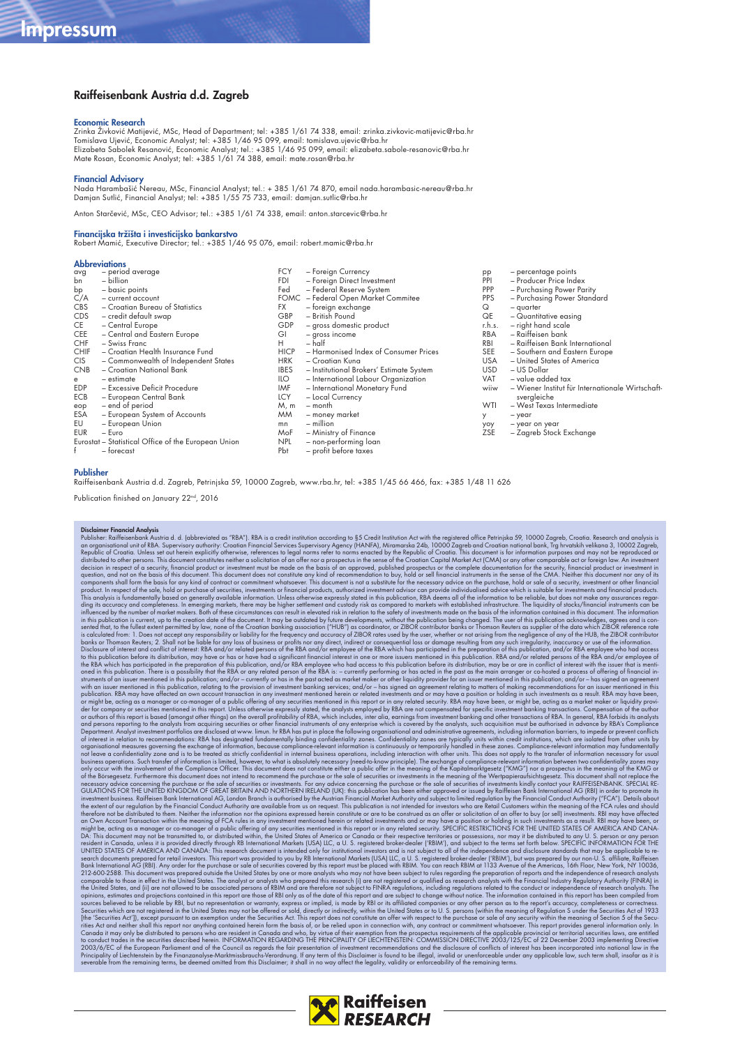# Impressum

## Raiffeisenbank Austria d.d. Zagreb

### Economic Research

Zrinka Živković Matijević, MSc, Head of Department; tel: +385 1/61 74 338, email: zrinka.zivkovic-matijevic@rba.hr
Tomislava Ujević, Economic Analyst; tel: +385 1/46 95 099, email: tomislava.ujevic@rba.hr
Elizabeta Sabolek Resanović, Economic Analyst; tel.: +385 1/46 95 099, email: elizabeta.sabole-resanovic@rba.hr
Mate Rosan, Economic Analyst; tel: +385 1/61 74 388, email: mate.rosan@rba.hr

### Financial Advisory

Nada Harambašić Nereau, MSc, Financial Analyst; tel.: + 385 1/61 74 870, email nada.harambasic-nereau@rba.hr
Damjan Sutlić, Financial Analyst; tel: +385 1/55 75 733, email: damjan.sutlic@rba.hr

Anton Starčević, MSc, CEO Advisor; tel.: +385 1/61 74 338, email: anton.starcevic@rba.hr

### Financijska tržišta i investicijsko bankarstvo

Robert Mamić, Executive Director; tel.: +385 1/46 95 076, email: robert.mamic@rba.hr

### Abbreviations

| | | | | | |
|---|---|---|---|---|---|
| avg | – period average | FCY | – Foreign Currency | pp | – percentage points |
| bn | – billion | FDI | – Foreign Direct Investment | PPI | – Producer Price Index |
| bp | – basic points | Fed | – Federal Reserve System | PPP | – Purchasing Power Parity |
| C/A | – current account | FOMC | – Federal Open Market Commitee | PPS | – Purchasing Power Standard |
| CBS | – Croatian Bureau of Statistics | FX | – foreign exchange | Q | – quarter |
| CDS | – credit default swap | GBP | – British Pound | QE | – Quantitative easing |
| CE | – Central Europe | GDP | – gross domestic product | r.h.s. | – right hand scale |
| CEE | – Central and Eastern Europe | GI | – gross income | RBA | – Raiffeisen bank |
| CHF | – Swiss Franc | H | – half | RBI | – Raiffeisen Bank International |
| CHIF | – Croatian Health Insurance Fund | HICP | – Harmonised Index of Consumer Prices | SEE | – Southern and Eastern Europe |
| CIS | – Commonwealth of Independent States | HRK | – Croatian Kuna | USA | – United States of America |
| CNB | – Croatian National Bank | IBES | – Institutional Brokers' Estimate System | USD | – US Dollar |
| e | – estimate | ILO | – International Labour Organization | VAT | – value added tax |
| EDP | – Excessive Deficit Procedure | IMF | – International Monetary Fund | wiiw | – Wiener Institut für Internationale Wirtschaft-svergleiche |
| ECB | – European Central Bank | LCY | – Local Currency | WTI | – West Texas Intermediate |
| eop | – end of period | M, m | – month | y | – year |
| ESA | – European System of Accounts | MM | – money market | yoy | – year on year |
| EU | – European Union | mn | – million | ZSE | – Zagreb Stock Exchange |
| EUR | – Euro | MoF | – Ministry of Finance | | |
| Eurostat | – Statistical Office of the European Union | NPL | – non-performing loan | | |
| f | – forecast | Pbt | – profit before taxes | | |

### Publisher

Raiffeisenbank Austria d.d. Zagreb, Petrinjska 59, 10000 Zagreb, www.rba.hr, tel: +385 1/45 66 466, fax: +385 1/48 11 626

Publication finished on January 22nd, 2016

#### Disclaimer Financial Analysis

Publisher: Raiffeisenbank Austria d. d. (abbreviated as "RBA"). RBA is a credit institution according to §5 Credit Institution Act with the registered office Petrinjska 59, 10000 Zagreb, Croatia. Research and analysis is an organisational unit of RBA. Supervisory authority: Croatian Financial Services Supervisory Agency (HANFA), Miramarska 24b, 10000 Zagreb and Croatian national bank, Trg hrvatskih velikana 3, 10002 Zagreb, Republic of Croatia. Unless set out herein explicitly otherwise, references to legal norms refer to norms enacted by the Republic of Croatia. This document is for information purposes and may not be reproduced or distributed to other persons. This document constitutes neither a solicitation of an offer nor a prospectus in the sense of the Croatian Capital Market Act (CMA) or any other comparable act or foreign law. An investment decision in respect of a security, financial product or investment must be made on the basis of an approved, published prospectus or the complete documentation for the security, financial product or investment in question, and not on the basis of this document. This document does not constitute any kind of recommendation to buy, hold or sell financial instruments in the sense of the CMA. Neither this document nor any of its components shall form the basis for any kind of contract or commitment whatsoever. This document is not a substitute for the necessary advice on the purchase, hold or sale of a security, investment or other financial product. In respect of the sale, hold or purchase of securities, investments or financial products, authorized investment advisor can provide individualised advice which is suitable for investments and financial products. This analysis is fundamentally based on generally available information. Unless otherwise expressly stated in this publication, RBA deems all of the information to be reliable, but does not make any assurances regarding its accuracy and completeness. In emerging markets, there may be higher settlement and custody risk as compared to markets with established infrastructure. The liquidity of stocks/financial instruments can be influenced by the number of market makers. Both of these circumstances can result in elevated risk in relation to the safety of investments made on the basis of the information contained in this document. The information in this publication is current, up to the creation date of the document. It may be outdated by future developments, without the publication being changed. The user of this publication acknowledges, agrees and is consented that, to the fullest extent permitted by law, none of the Croatian banking association ("HUB") as coordinator, or ZIBOR contributor banks or Thomson Reuters as supplier of the data which ZIBOR reference rate is calculated from: 1. Does not accept any responsibility or liability for the frequency and accuracy of ZIBOR rates used by the user, whether or not arising from the negligence of any of the HUB, the ZIBOR contributor banks or Thomson Reuters; 2. Shall not be liable for any loss of business or profits nor any direct, indirect or consequential loss or damage resulting from any such irregularity, inaccuracy or use of the information. Disclosure of interest and conflict of interest: RBA and/or related persons of the RBA and/or employee of the RBA which has participated in the preparation of this publication, and/or RBA employee who had access to this publication before its distribution, may have or has or have had a significant financial interest in one or more issuers mentioned in this publication. RBA and/or related persons of the RBA and/or employee of the RBA which has participated in the preparation of this publication, and/or RBA employee who had access to this publication before its distribution, may be or are in conflict of interest with the issuer that is mentioned in this publication. There is a possibility that the RBA or any related person of the RBA is: – currently performing or has acted in the past as the main arranger or co-hosted a process of offering of financial instruments of an issuer mentioned in this publication; and/or – currently or has in the past acted as market maker or other liquidity provider for an issuer mentioned in this publication; and/or – has signed an agreement with an issuer mentioned in this publication, relating to the provision of investment banking services; and/or – has signed an agreement relating to matters of making recommendations for an issuer mentioned in this publication. RBA may have affected an own account transaction in any investment mentioned herein or related investments and or may have a position or holding in such investments as a result. RBA may have been, or might be, acting as a manager or co-manager of a public offering of any securities mentioned in this report or in any related security. RBA may have been, or might be, acting as a market maker or liquidity provider for company or securities mentioned in this report. Unless otherwise expressly stated, the analysts employed by RBA are not compensated for specific investment banking transactions. Compensation of the author or authors of this report is based (amongst other things) on the overall profitability of RBA, which includes, inter alia, earnings from investment banking and other transactions of RBA. In general, RBA forbids its analysts and persons reporting to the analysts from acquiring securities or other financial instruments of any enterprise which is covered by the analysts, such acquisition must be authorised in advance by RBA's Compliance Department. Analyst investment portfolios are disclosed at www. Iimun. hr RBA has put in place the following organisational and administrative agreements, including information barriers, to impede or prevent conflicts of interest in relation to recommendations: RBA has designated fundamentally binding confidentiality zones. Confidentiality zones are typically units within credit institutions, which are isolated from other units by organisational measures governing the exchange of information, because compliance-relevant information is continuously or temporarily handled in these zones. Compliance-relevant information may fundamentally not leave a confidentiality zone and is to be treated as strictly confidential in internal business operations, including interaction with other units. This does not apply to the transfer of information necessary for usual business operations. Such transfer of information is limited, however, to what is absolutely necessary (need-to-know principle). The exchange of compliance-relevant information between two confidentiality zones may only occur with the involvement of the Compliance Officer. This document does not constitute either a public offer in the meaning of the Kapitalmarktgesetz ("KMG") nor a prospectus in the meaning of the KMG or of the Börsegesetz. Furthermore this document does not intend to recommend the purchase or the sale of securities or investments in the meaning of the Wertpapieraufsichtsgesetz. This document shall not replace the necessary advice concerning the purchase or the sale of securities or investments. For any advice concerning the purchase or the sale of securities of investments kindly contact your RAIFFEISENBANK. SPECIAL REGULATIONS FOR THE UNITED KINGDOM OF GREAT BRITAIN AND NORTHERN IRELAND (UK): this publication has been either approved or issued by Raiffeisen Bank International AG (RBI) in order to promote its investment business. Raiffeisen Bank International AG, London Branch is authorised by the Austrian Financial Market Authority and subject to limited regulation by the Financial Conduct Authority ("FCA"). Details about the extent of our regulation by the Financial Conduct Authority are available from us on request. This publication is not intended for investors who are Retail Customers within the meaning of the FCA rules and should therefore not be distributed to them. Neither the information nor the opinions expressed herein constitute or are to be construed as an offer or solicitation of an offer to buy (or sell) investments. RBI may have affected an Own Account Transaction within the meaning of FCA rules in any investment mentioned herein or related investments and or may have a position or holding in such investments as a result. RBI may have been, or might be, acting as a manager or co-manager of a public offering of any securities mentioned in this report or in any related security. SPECIFIC RESTRICTIONS FOR THE UNITED STATES OF AMERICA AND CANADA: This document may not be transmitted to, or distributed within, the United States of America or Canada or their respective territories or possessions, nor may it be distributed to any U. S. person or any person resident in Canada, unless it is provided directly through RB International Markets (USA) LLC, a U. S. registered broker-dealer ('RBIM'), and subject to the terms set forth below. SPECIFIC INFORMATION FOR THE UNITED STATES OF AMERICA AND CANADA: This research document is intended only for institutional investors and is not subject to all of the independence and disclosure standards that may be applicable to research documents prepared for retail investors. This report was provided to you by RB International Markets (USA) LLC, a U. S. registered broker-dealer ('RBIM'), but was prepared by our non-U. S. affiliate, Raiffeisen Bank International AG (RBI). Any order for the purchase or sale of securities covered by this report must be placed with RBIM. You can reach RBIM at 1133 Avenue of the Americas, 16th Floor, New York, NY 10036, 212-600-2588. This document was prepared outside the United States by one or more analysts who may not have been subject to rules regarding the preparation of reports and the independence of research analysts comparable to those in effect in the United States. The analyst or analysts who prepared this research (i) are not registered or qualified as research analysts with the Financial Industry Regulatory Authority (FINRA) in the United States, and (ii) are not allowed to be associated persons of RBIM and are therefore not subject to FINRA regulations, including regulations related to the conduct or independence of research analysts. The opinions, estimates and projections contained in this report are those of RBI only as of the date of this report and are subject to change without notice. The information contained in this report has been compiled from sources believed to be reliable by RBI, but no representation or warranty, express or implied, is made by RBI or its affiliated companies or any other person as to the report's accuracy, completeness or correctness. Securities which are not registered in the United States may not be offered or sold, directly or indirectly, within the United States or to U. S. persons (within the meaning of Regulation S under the Securities Act of 1933 [the 'Securities Act']), except pursuant to an exemption under the Securities Act. This report does not constitute an offer with respect to the purchase or sale of any security within the meaning of Section 5 of the Securities Act and neither shall this report nor anything contained herein form the basis of, or be relied upon in connection with, any contract or commitment whatsoever. This report provides general information only. In Canada it may only be distributed to persons who are resident in Canada and who, by virtue of their exemption from the prospectus requirements of the applicable provincial or territorial securities laws, are entitled to conduct trades in the securities described herein. INFORMATION REGARDING THE PRINCIPALITY OF LIECHTENSTEIN: COMMISSION DIRECTIVE 2003/125/EC of 22 December 2003 implementing Directive 2003/6/EC of the European Parliament and of the Council as regards the fair presentation of investment recommendations and the disclosure of conflicts of interest has been incorporated into national law in the Principality of Liechtenstein by the Finanzanalyse-Marktmissbrauchs-Verordnung. If any term of this Disclaimer is found to be illegal, invalid or unenforceable under any applicable law, such term shall, insofar as it is severable from the remaining terms, be deemed omitted from this Disclaimer; it shall in no way affect the legality, validity or enforceability of the remaining terms.

Raiffeisen RESEARCH